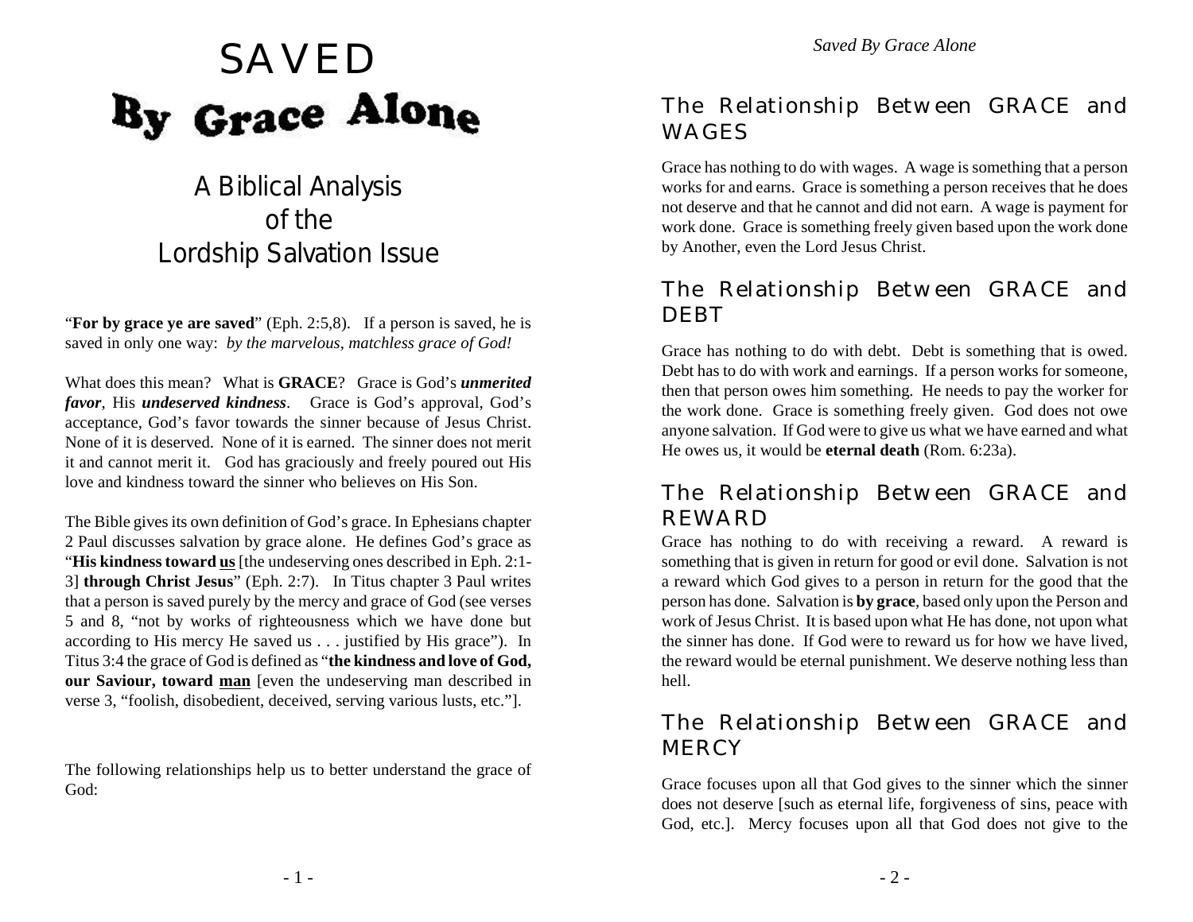# SAVED
# By Grace Alone

## A Biblical Analysis of the Lordship Salvation Issue

"**For by grace ye are saved**" (Eph. 2:5,8). If a person is saved, he is saved in only one way: *by the marvelous, matchless grace of God!*

What does this mean? What is **GRACE**? Grace is God's ***unmerited favor***, His ***undeserved kindness***. Grace is God's approval, God's acceptance, God's favor towards the sinner because of Jesus Christ. None of it is deserved. None of it is earned. The sinner does not merit it and cannot merit it. God has graciously and freely poured out His love and kindness toward the sinner who believes on His Son.

The Bible gives its own definition of God's grace. In Ephesians chapter 2 Paul discusses salvation by grace alone. He defines God's grace as "**His kindness toward <u>us</u>** [the undeserving ones described in Eph. 2:1-3] **through Christ Jesus**" (Eph. 2:7). In Titus chapter 3 Paul writes that a person is saved purely by the mercy and grace of God (see verses 5 and 8, "not by works of righteousness which we have done but according to His mercy He saved us . . . justified by His grace"). In Titus 3:4 the grace of God is defined as "**the kindness and love of God, our Saviour, toward <u>man</u>** [even the undeserving man described in verse 3, "foolish, disobedient, deceived, serving various lusts, etc."].

The following relationships help us to better understand the grace of God:

## The Relationship Between GRACE and WAGES

Grace has nothing to do with wages. A wage is something that a person works for and earns. Grace is something a person receives that he does not deserve and that he cannot and did not earn. A wage is payment for work done. Grace is something freely given based upon the work done by Another, even the Lord Jesus Christ.

## The Relationship Between GRACE and DEBT

Grace has nothing to do with debt. Debt is something that is owed. Debt has to do with work and earnings. If a person works for someone, then that person owes him something. He needs to pay the worker for the work done. Grace is something freely given. God does not owe anyone salvation. If God were to give us what we have earned and what He owes us, it would be **eternal death** (Rom. 6:23a).

## The Relationship Between GRACE and REWARD

Grace has nothing to do with receiving a reward. A reward is something that is given in return for good or evil done. Salvation is not a reward which God gives to a person in return for the good that the person has done. Salvation is **by grace**, based only upon the Person and work of Jesus Christ. It is based upon what He has done, not upon what the sinner has done. If God were to reward us for how we have lived, the reward would be eternal punishment. We deserve nothing less than hell.

## The Relationship Between GRACE and MERCY

Grace focuses upon all that God gives to the sinner which the sinner does not deserve [such as eternal life, forgiveness of sins, peace with God, etc.]. Mercy focuses upon all that God does not give to the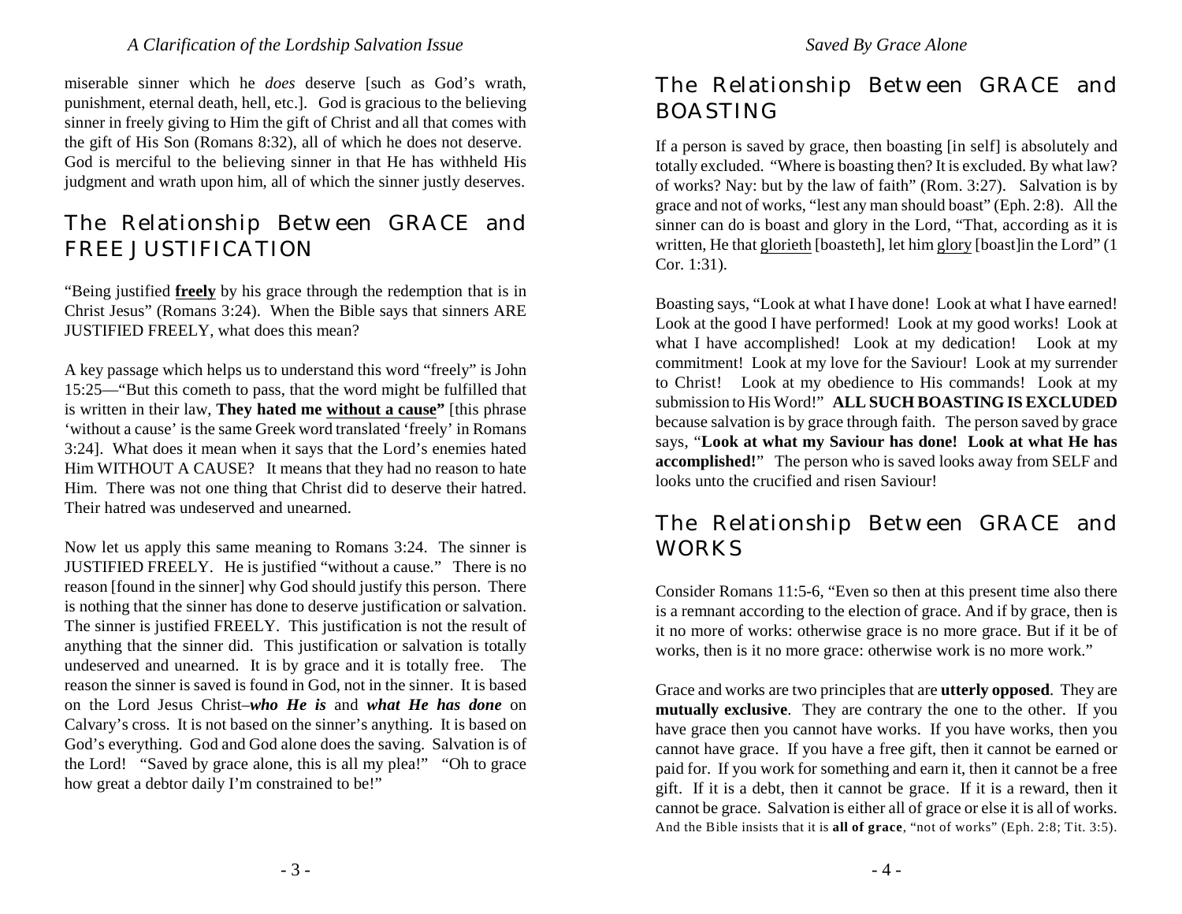miserable sinner which he *does* deserve [such as God's wrath, punishment, eternal death, hell, etc.]. God is gracious to the believing sinner in freely giving to Him the gift of Christ and all that comes with the gift of His Son (Romans 8:32), all of which he does not deserve. God is merciful to the believing sinner in that He has withheld His judgment and wrath upon him, all of which the sinner justly deserves.

## The Relationship Between GRACE and FREE JUSTIFICATION

"Being justified **freely** by his grace through the redemption that is in Christ Jesus" (Romans 3:24). When the Bible says that sinners ARE JUSTIFIED FREELY, what does this mean?

A key passage which helps us to understand this word "freely" is John 15:25—"But this cometh to pass, that the word might be fulfilled that is written in their law, **They hated me without a cause"** [this phrase 'without a cause' is the same Greek word translated 'freely' in Romans 3:24]. What does it mean when it says that the Lord's enemies hated Him WITHOUT A CAUSE? It means that they had no reason to hate Him. There was not one thing that Christ did to deserve their hatred. Their hatred was undeserved and unearned.

Now let us apply this same meaning to Romans 3:24. The sinner is JUSTIFIED FREELY. He is justified "without a cause." There is no reason [found in the sinner] why God should justify this person. There is nothing that the sinner has done to deserve justification or salvation. The sinner is justified FREELY. This justification is not the result of anything that the sinner did. This justification or salvation is totally undeserved and unearned. It is by grace and it is totally free. The reason the sinner is saved is found in God, not in the sinner. It is based on the Lord Jesus Christ–***who He is*** and ***what He has done*** on Calvary's cross. It is not based on the sinner's anything. It is based on God's everything. God and God alone does the saving. Salvation is of the Lord! "Saved by grace alone, this is all my plea!" "Oh to grace how great a debtor daily I'm constrained to be!"

## The Relationship Between GRACE and BOASTING

If a person is saved by grace, then boasting [in self] is absolutely and totally excluded. "Where is boasting then? It is excluded. By what law? of works? Nay: but by the law of faith" (Rom. 3:27). Salvation is by grace and not of works, "lest any man should boast" (Eph. 2:8). All the sinner can do is boast and glory in the Lord, "That, according as it is written, He that glorieth [boasteth], let him glory [boast]in the Lord" (1 Cor. 1:31).

Boasting says, "Look at what I have done! Look at what I have earned! Look at the good I have performed! Look at my good works! Look at what I have accomplished! Look at my dedication! Look at my commitment! Look at my love for the Saviour! Look at my surrender to Christ! Look at my obedience to His commands! Look at my submission to His Word!" **ALL SUCH BOASTING IS EXCLUDED** because salvation is by grace through faith. The person saved by grace says, "**Look at what my Saviour has done! Look at what He has accomplished!**" The person who is saved looks away from SELF and looks unto the crucified and risen Saviour!

## The Relationship Between GRACE and WORKS

Consider Romans 11:5-6, "Even so then at this present time also there is a remnant according to the election of grace. And if by grace, then is it no more of works: otherwise grace is no more grace. But if it be of works, then is it no more grace: otherwise work is no more work."

Grace and works are two principles that are **utterly opposed**. They are **mutually exclusive**. They are contrary the one to the other. If you have grace then you cannot have works. If you have works, then you cannot have grace. If you have a free gift, then it cannot be earned or paid for. If you work for something and earn it, then it cannot be a free gift. If it is a debt, then it cannot be grace. If it is a reward, then it cannot be grace. Salvation is either all of grace or else it is all of works. And the Bible insists that it is **all of grace**, "not of works" (Eph. 2:8; Tit. 3:5).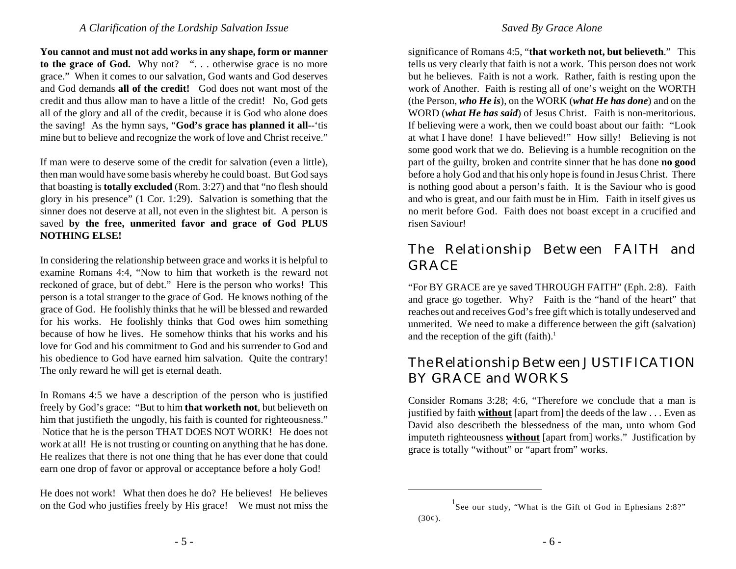**You cannot and must not add works in any shape, form or manner to the grace of God.** Why not? ". . . otherwise grace is no more grace." When it comes to our salvation, God wants and God deserves and God demands **all of the credit!** God does not want most of the credit and thus allow man to have a little of the credit! No, God gets all of the glory and all of the credit, because it is God who alone does the saving! As the hymn says, "**God's grace has planned it all**--'tis mine but to believe and recognize the work of love and Christ receive."

If man were to deserve some of the credit for salvation (even a little), then man would have some basis whereby he could boast. But God says that boasting is **totally excluded** (Rom. 3:27) and that "no flesh should glory in his presence" (1 Cor. 1:29). Salvation is something that the sinner does not deserve at all, not even in the slightest bit. A person is saved **by the free, unmerited favor and grace of God PLUS NOTHING ELSE!**

In considering the relationship between grace and works it is helpful to examine Romans 4:4, "Now to him that worketh is the reward not reckoned of grace, but of debt." Here is the person who works! This person is a total stranger to the grace of God. He knows nothing of the grace of God. He foolishly thinks that he will be blessed and rewarded for his works. He foolishly thinks that God owes him something because of how he lives. He somehow thinks that his works and his love for God and his commitment to God and his surrender to God and his obedience to God have earned him salvation. Quite the contrary! The only reward he will get is eternal death.

In Romans 4:5 we have a description of the person who is justified freely by God's grace: "But to him **that worketh not**, but believeth on him that justifieth the ungodly, his faith is counted for righteousness." Notice that he is the person THAT DOES NOT WORK! He does not work at all! He is not trusting or counting on anything that he has done. He realizes that there is not one thing that he has ever done that could earn one drop of favor or approval or acceptance before a holy God!

He does not work! What then does he do? He believes! He believes on the God who justifies freely by His grace! We must not miss the significance of Romans 4:5, "**that worketh not, but believeth**." This tells us very clearly that faith is not a work. This person does not work but he believes. Faith is not a work. Rather, faith is resting upon the work of Another. Faith is resting all of one's weight on the WORTH (the Person, ***who He is***), on the WORK (***what He has done***) and on the WORD (***what He has said***) of Jesus Christ. Faith is non-meritorious. If believing were a work, then we could boast about our faith: "Look at what I have done! I have believed!" How silly! Believing is not some good work that we do. Believing is a humble recognition on the part of the guilty, broken and contrite sinner that he has done **no good** before a holy God and that his only hope is found in Jesus Christ. There is nothing good about a person's faith. It is the Saviour who is good and who is great, and our faith must be in Him. Faith in itself gives us no merit before God. Faith does not boast except in a crucified and risen Saviour!

## The Relationship Between FAITH and GRACE

"For BY GRACE are ye saved THROUGH FAITH" (Eph. 2:8). Faith and grace go together. Why? Faith is the "hand of the heart" that reaches out and receives God's free gift which is totally undeserved and unmerited. We need to make a difference between the gift (salvation) and the reception of the gift (faith).[1]

## The Relationship Between JUSTIFICATION BY GRACE and WORKS

Consider Romans 3:28; 4:6, "Therefore we conclude that a man is justified by faith <u>**without**</u> [apart from] the deeds of the law . . . Even as David also describeth the blessedness of the man, unto whom God imputeth righteousness <u>**without**</u> [apart from] works." Justification by grace is totally "without" or "apart from" works.

---

[1] See our study, "What is the Gift of God in Ephesians 2:8?" (30¢).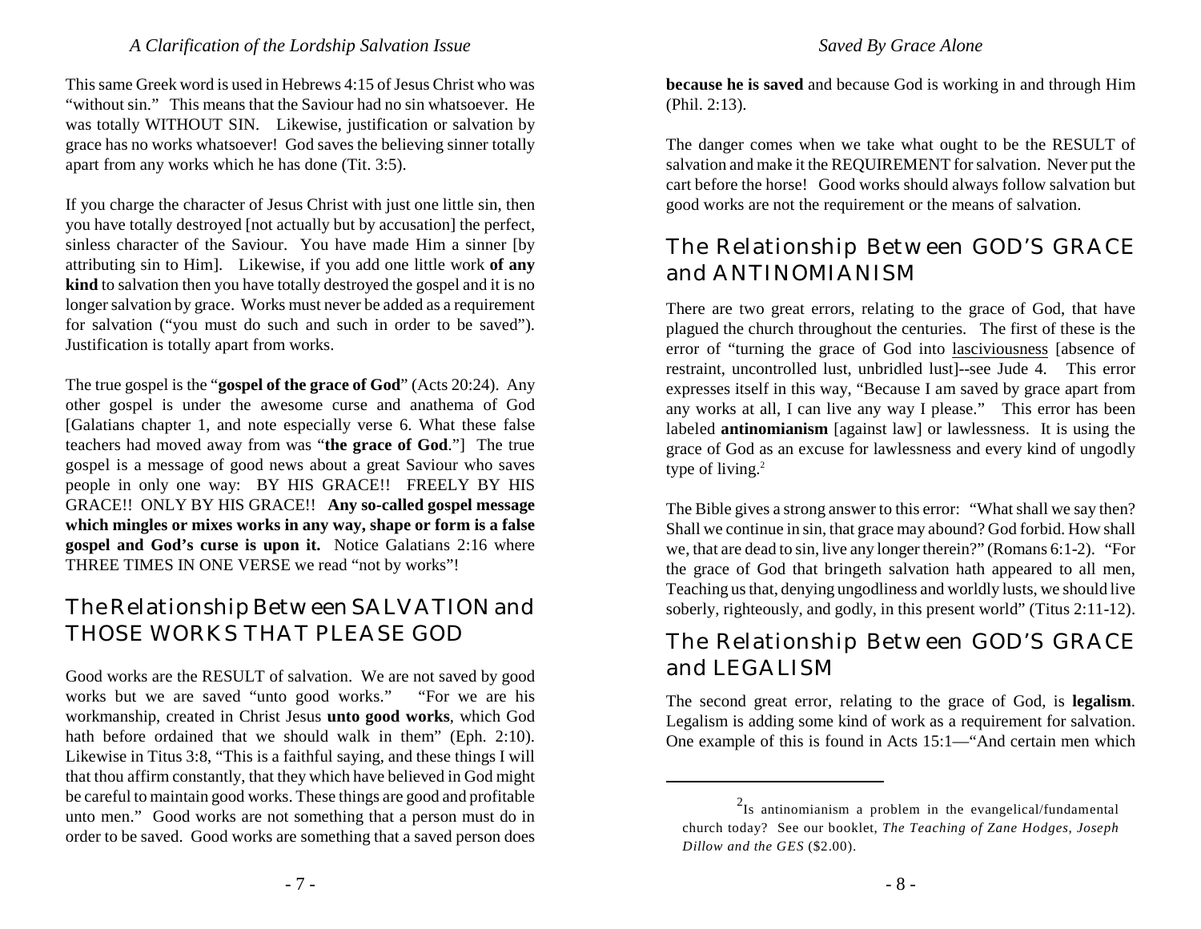This same Greek word is used in Hebrews 4:15 of Jesus Christ who was "without sin." This means that the Saviour had no sin whatsoever. He was totally WITHOUT SIN. Likewise, justification or salvation by grace has no works whatsoever! God saves the believing sinner totally apart from any works which he has done (Tit. 3:5).

If you charge the character of Jesus Christ with just one little sin, then you have totally destroyed [not actually but by accusation] the perfect, sinless character of the Saviour. You have made Him a sinner [by attributing sin to Him]. Likewise, if you add one little work **of any kind** to salvation then you have totally destroyed the gospel and it is no longer salvation by grace. Works must never be added as a requirement for salvation ("you must do such and such in order to be saved"). Justification is totally apart from works.

The true gospel is the "**gospel of the grace of God**" (Acts 20:24). Any other gospel is under the awesome curse and anathema of God [Galatians chapter 1, and note especially verse 6. What these false teachers had moved away from was "**the grace of God**."] The true gospel is a message of good news about a great Saviour who saves people in only one way: BY HIS GRACE!! FREELY BY HIS GRACE!! ONLY BY HIS GRACE!! **Any so-called gospel message which mingles or mixes works in any way, shape or form is a false gospel and God's curse is upon it.** Notice Galatians 2:16 where THREE TIMES IN ONE VERSE we read "not by works"!

## The Relationship Between SALVATION and THOSE WORKS THAT PLEASE GOD

Good works are the RESULT of salvation. We are not saved by good works but we are saved "unto good works." "For we are his workmanship, created in Christ Jesus **unto good works**, which God hath before ordained that we should walk in them" (Eph. 2:10). Likewise in Titus 3:8, "This is a faithful saying, and these things I will that thou affirm constantly, that they which have believed in God might be careful to maintain good works. These things are good and profitable unto men." Good works are not something that a person must do in order to be saved. Good works are something that a saved person does **because he is saved** and because God is working in and through Him (Phil. 2:13).

The danger comes when we take what ought to be the RESULT of salvation and make it the REQUIREMENT for salvation. Never put the cart before the horse! Good works should always follow salvation but good works are not the requirement or the means of salvation.

## The Relationship Between GOD'S GRACE and ANTINOMIANISM

There are two great errors, relating to the grace of God, that have plagued the church throughout the centuries. The first of these is the error of "turning the grace of God into lasciviousness [absence of restraint, uncontrolled lust, unbridled lust]--see Jude 4. This error expresses itself in this way, "Because I am saved by grace apart from any works at all, I can live any way I please." This error has been labeled **antinomianism** [against law] or lawlessness. It is using the grace of God as an excuse for lawlessness and every kind of ungodly type of living.[2]

The Bible gives a strong answer to this error: "What shall we say then? Shall we continue in sin, that grace may abound? God forbid. How shall we, that are dead to sin, live any longer therein?" (Romans 6:1-2). "For the grace of God that bringeth salvation hath appeared to all men, Teaching us that, denying ungodliness and worldly lusts, we should live soberly, righteously, and godly, in this present world" (Titus 2:11-12).

## The Relationship Between GOD'S GRACE and LEGALISM

The second great error, relating to the grace of God, is **legalism**. Legalism is adding some kind of work as a requirement for salvation. One example of this is found in Acts 15:1—"And certain men which

---

[2] Is antinomianism a problem in the evangelical/fundamental church today? See our booklet, *The Teaching of Zane Hodges, Joseph Dillow and the GES* ($2.00).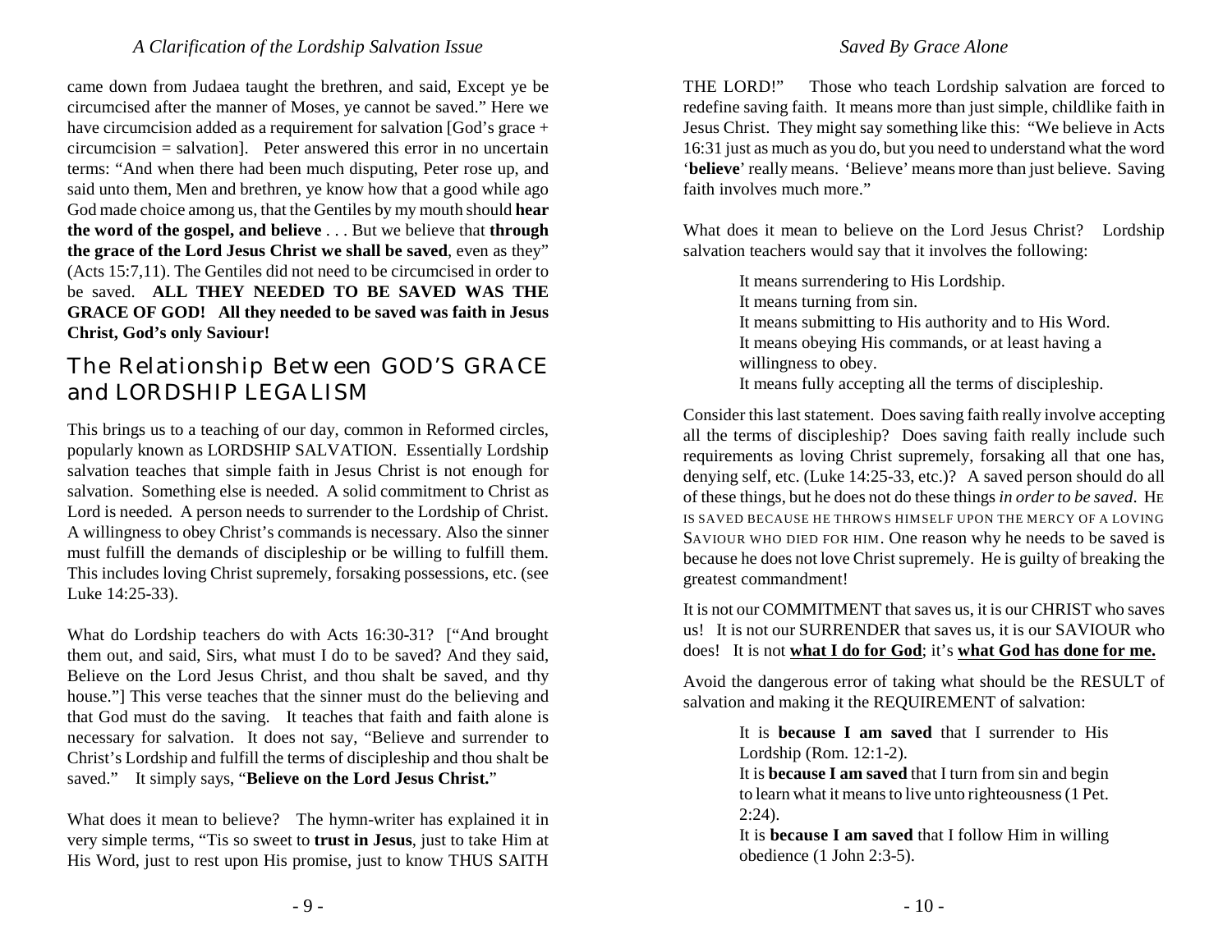came down from Judaea taught the brethren, and said, Except ye be circumcised after the manner of Moses, ye cannot be saved." Here we have circumcision added as a requirement for salvation [God's grace + circumcision = salvation]. Peter answered this error in no uncertain terms: "And when there had been much disputing, Peter rose up, and said unto them, Men and brethren, ye know how that a good while ago God made choice among us, that the Gentiles by my mouth should **hear the word of the gospel, and believe** . . . But we believe that **through the grace of the Lord Jesus Christ we shall be saved**, even as they" (Acts 15:7,11). The Gentiles did not need to be circumcised in order to be saved. **ALL THEY NEEDED TO BE SAVED WAS THE GRACE OF GOD! All they needed to be saved was faith in Jesus Christ, God's only Saviour!**

## The Relationship Between GOD'S GRACE and LORDSHIP LEGALISM

This brings us to a teaching of our day, common in Reformed circles, popularly known as LORDSHIP SALVATION. Essentially Lordship salvation teaches that simple faith in Jesus Christ is not enough for salvation. Something else is needed. A solid commitment to Christ as Lord is needed. A person needs to surrender to the Lordship of Christ. A willingness to obey Christ's commands is necessary. Also the sinner must fulfill the demands of discipleship or be willing to fulfill them. This includes loving Christ supremely, forsaking possessions, etc. (see Luke 14:25-33).

What do Lordship teachers do with Acts 16:30-31? ["And brought them out, and said, Sirs, what must I do to be saved? And they said, Believe on the Lord Jesus Christ, and thou shalt be saved, and thy house."] This verse teaches that the sinner must do the believing and that God must do the saving. It teaches that faith and faith alone is necessary for salvation. It does not say, "Believe and surrender to Christ's Lordship and fulfill the terms of discipleship and thou shalt be saved." It simply says, "**Believe on the Lord Jesus Christ.**"

What does it mean to believe? The hymn-writer has explained it in very simple terms, "Tis so sweet to **trust in Jesus**, just to take Him at His Word, just to rest upon His promise, just to know THUS SAITH THE LORD!" Those who teach Lordship salvation are forced to redefine saving faith. It means more than just simple, childlike faith in Jesus Christ. They might say something like this: "We believe in Acts 16:31 just as much as you do, but you need to understand what the word '**believe**' really means. 'Believe' means more than just believe. Saving faith involves much more."

What does it mean to believe on the Lord Jesus Christ? Lordship salvation teachers would say that it involves the following:

> It means surrendering to His Lordship.
> It means turning from sin.
> It means submitting to His authority and to His Word.
> It means obeying His commands, or at least having a willingness to obey.
> It means fully accepting all the terms of discipleship.

Consider this last statement. Does saving faith really involve accepting all the terms of discipleship? Does saving faith really include such requirements as loving Christ supremely, forsaking all that one has, denying self, etc. (Luke 14:25-33, etc.)? A saved person should do all of these things, but he does not do these things *in order to be saved*. HE IS SAVED BECAUSE HE THROWS HIMSELF UPON THE MERCY OF A LOVING SAVIOUR WHO DIED FOR HIM. One reason why he needs to be saved is because he does not love Christ supremely. He is guilty of breaking the greatest commandment!

It is not our COMMITMENT that saves us, it is our CHRIST who saves us! It is not our SURRENDER that saves us, it is our SAVIOUR who does! It is not **what I do for God**; it's **what God has done for me.**

Avoid the dangerous error of taking what should be the RESULT of salvation and making it the REQUIREMENT of salvation:

> It is **because I am saved** that I surrender to His Lordship (Rom. 12:1-2).
> It is **because I am saved** that I turn from sin and begin to learn what it means to live unto righteousness (1 Pet. 2:24).
> It is **because I am saved** that I follow Him in willing obedience (1 John 2:3-5).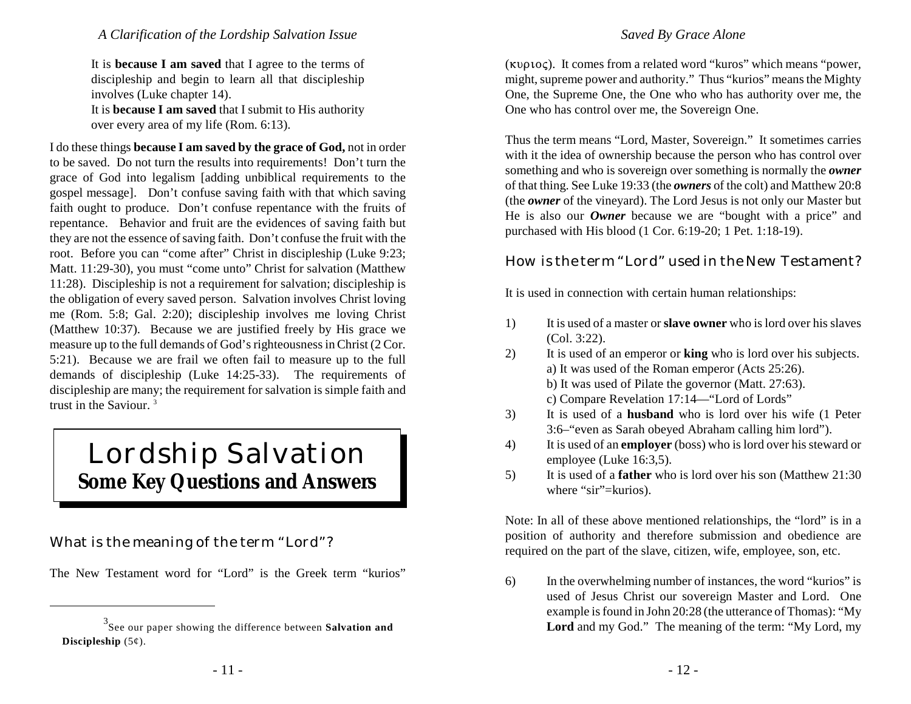It is **because I am saved** that I agree to the terms of discipleship and begin to learn all that discipleship involves (Luke chapter 14).

It is **because I am saved** that I submit to His authority over every area of my life (Rom. 6:13).

I do these things **because I am saved by the grace of God,** not in order to be saved. Do not turn the results into requirements! Don't turn the grace of God into legalism [adding unbiblical requirements to the gospel message]. Don't confuse saving faith with that which saving faith ought to produce. Don't confuse repentance with the fruits of repentance. Behavior and fruit are the evidences of saving faith but they are not the essence of saving faith. Don't confuse the fruit with the root. Before you can "come after" Christ in discipleship (Luke 9:23; Matt. 11:29-30), you must "come unto" Christ for salvation (Matthew 11:28). Discipleship is not a requirement for salvation; discipleship is the obligation of every saved person. Salvation involves Christ loving me (Rom. 5:8; Gal. 2:20); discipleship involves me loving Christ (Matthew 10:37). Because we are justified freely by His grace we measure up to the full demands of God's righteousness in Christ (2 Cor. 5:21). Because we are frail we often fail to measure up to the full demands of discipleship (Luke 14:25-33). The requirements of discipleship are many; the requirement for salvation is simple faith and trust in the Saviour. [3]

# Lordship Salvation
## Some Key Questions and Answers

### What is the meaning of the term "Lord"?

The New Testament word for "Lord" is the Greek term "kurios" (κυριος). It comes from a related word "kuros" which means "power, might, supreme power and authority." Thus "kurios" means the Mighty One, the Supreme One, the One who who has authority over me, the One who has control over me, the Sovereign One.

Thus the term means "Lord, Master, Sovereign." It sometimes carries with it the idea of ownership because the person who has control over something and who is sovereign over something is normally the ***owner*** of that thing. See Luke 19:33 (the ***owners*** of the colt) and Matthew 20:8 (the ***owner*** of the vineyard). The Lord Jesus is not only our Master but He is also our ***Owner*** because we are "bought with a price" and purchased with His blood (1 Cor. 6:19-20; 1 Pet. 1:18-19).

### How is the term "Lord" used in the New Testament?

It is used in connection with certain human relationships:

1) It is used of a master or **slave owner** who is lord over his slaves (Col. 3:22).
2) It is used of an emperor or **king** who is lord over his subjects.
   a) It was used of the Roman emperor (Acts 25:26).
   b) It was used of Pilate the governor (Matt. 27:63).
   c) Compare Revelation 17:14—"Lord of Lords"
3) It is used of a **husband** who is lord over his wife (1 Peter 3:6–"even as Sarah obeyed Abraham calling him lord").
4) It is used of an **employer** (boss) who is lord over his steward or employee (Luke 16:3,5).
5) It is used of a **father** who is lord over his son (Matthew 21:30 where "sir"=kurios).

Note: In all of these above mentioned relationships, the "lord" is in a position of authority and therefore submission and obedience are required on the part of the slave, citizen, wife, employee, son, etc.

6) In the overwhelming number of instances, the word "kurios" is used of Jesus Christ our sovereign Master and Lord. One example is found in John 20:28 (the utterance of Thomas): "My **Lord** and my God." The meaning of the term: "My Lord, my

---

[3] See our paper showing the difference between **Salvation and Discipleship** (5¢).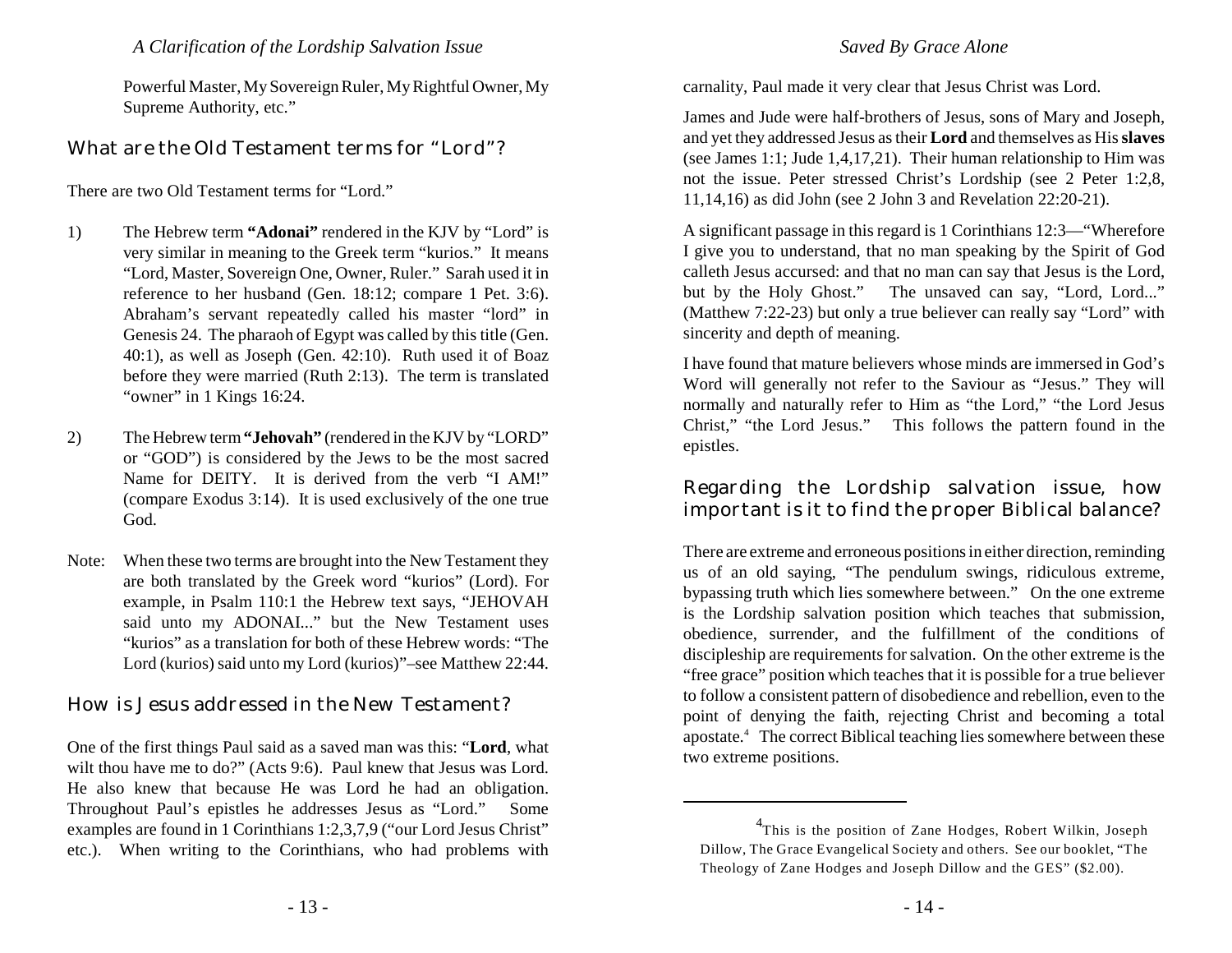Powerful Master, My Sovereign Ruler, My Rightful Owner, My Supreme Authority, etc."

## What are the Old Testament terms for "Lord"?

There are two Old Testament terms for "Lord."

1) The Hebrew term **"Adonai"** rendered in the KJV by "Lord" is very similar in meaning to the Greek term "kurios." It means "Lord, Master, Sovereign One, Owner, Ruler." Sarah used it in reference to her husband (Gen. 18:12; compare 1 Pet. 3:6). Abraham's servant repeatedly called his master "lord" in Genesis 24. The pharaoh of Egypt was called by this title (Gen. 40:1), as well as Joseph (Gen. 42:10). Ruth used it of Boaz before they were married (Ruth 2:13). The term is translated "owner" in 1 Kings 16:24.

2) The Hebrew term **"Jehovah"** (rendered in the KJV by "LORD" or "GOD") is considered by the Jews to be the most sacred Name for DEITY. It is derived from the verb "I AM!" (compare Exodus 3:14). It is used exclusively of the one true God.

Note: When these two terms are brought into the New Testament they are both translated by the Greek word "kurios" (Lord). For example, in Psalm 110:1 the Hebrew text says, "JEHOVAH said unto my ADONAI..." but the New Testament uses "kurios" as a translation for both of these Hebrew words: "The Lord (kurios) said unto my Lord (kurios)"–see Matthew 22:44.

## How is Jesus addressed in the New Testament?

One of the first things Paul said as a saved man was this: "**Lord**, what wilt thou have me to do?" (Acts 9:6). Paul knew that Jesus was Lord. He also knew that because He was Lord he had an obligation. Throughout Paul's epistles he addresses Jesus as "Lord." Some examples are found in 1 Corinthians 1:2,3,7,9 ("our Lord Jesus Christ" etc.). When writing to the Corinthians, who had problems with carnality, Paul made it very clear that Jesus Christ was Lord.

James and Jude were half-brothers of Jesus, sons of Mary and Joseph, and yet they addressed Jesus as their **Lord** and themselves as His **slaves** (see James 1:1; Jude 1,4,17,21). Their human relationship to Him was not the issue. Peter stressed Christ's Lordship (see 2 Peter 1:2,8, 11,14,16) as did John (see 2 John 3 and Revelation 22:20-21).

A significant passage in this regard is 1 Corinthians 12:3—"Wherefore I give you to understand, that no man speaking by the Spirit of God calleth Jesus accursed: and that no man can say that Jesus is the Lord, but by the Holy Ghost." The unsaved can say, "Lord, Lord..." (Matthew 7:22-23) but only a true believer can really say "Lord" with sincerity and depth of meaning.

I have found that mature believers whose minds are immersed in God's Word will generally not refer to the Saviour as "Jesus." They will normally and naturally refer to Him as "the Lord," "the Lord Jesus Christ," "the Lord Jesus." This follows the pattern found in the epistles.

## Regarding the Lordship salvation issue, how important is it to find the proper Biblical balance?

There are extreme and erroneous positions in either direction, reminding us of an old saying, "The pendulum swings, ridiculous extreme, bypassing truth which lies somewhere between." On the one extreme is the Lordship salvation position which teaches that submission, obedience, surrender, and the fulfillment of the conditions of discipleship are requirements for salvation. On the other extreme is the "free grace" position which teaches that it is possible for a true believer to follow a consistent pattern of disobedience and rebellion, even to the point of denying the faith, rejecting Christ and becoming a total apostate.[4] The correct Biblical teaching lies somewhere between these two extreme positions.

---

[4] This is the position of Zane Hodges, Robert Wilkin, Joseph Dillow, The Grace Evangelical Society and others. See our booklet, "The Theology of Zane Hodges and Joseph Dillow and the GES" ($2.00).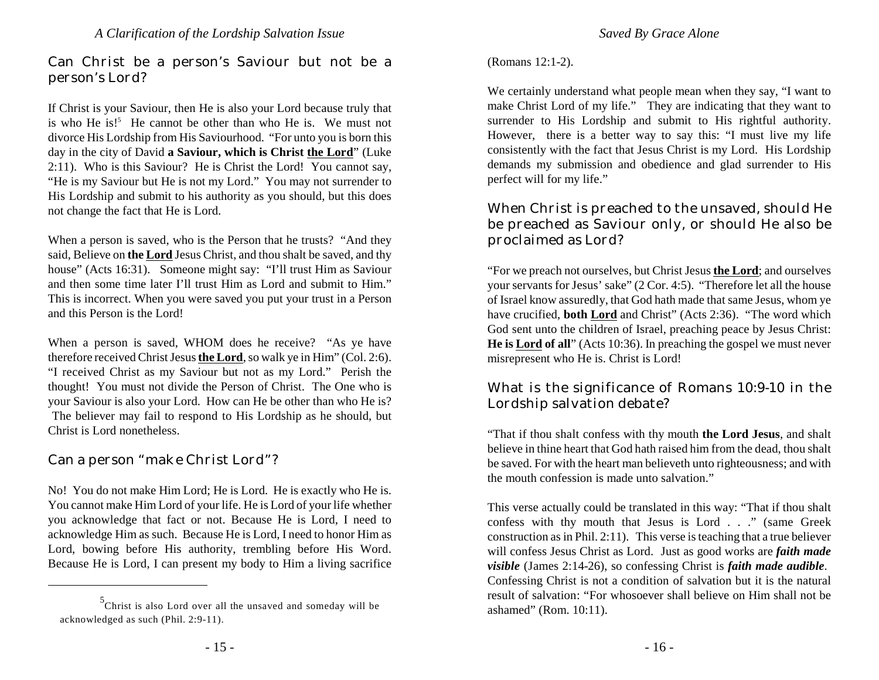## Can Christ be a person's Saviour but not be a person's Lord?

If Christ is your Saviour, then He is also your Lord because truly that is who He is![5] He cannot be other than who He is. We must not divorce His Lordship from His Saviourhood. "For unto you is born this day in the city of David **a Saviour, which is Christ <u>the Lord</u>**" (Luke 2:11). Who is this Saviour? He is Christ the Lord! You cannot say, "He is my Saviour but He is not my Lord." You may not surrender to His Lordship and submit to his authority as you should, but this does not change the fact that He is Lord.

When a person is saved, who is the Person that he trusts? "And they said, Believe on **the <u>Lord</u>** Jesus Christ, and thou shalt be saved, and thy house" (Acts 16:31). Someone might say: "I'll trust Him as Saviour and then some time later I'll trust Him as Lord and submit to Him." This is incorrect. When you were saved you put your trust in a Person and this Person is the Lord!

When a person is saved, WHOM does he receive? "As ye have therefore received Christ Jesus **<u>the Lord</u>**, so walk ye in Him" (Col. 2:6). "I received Christ as my Saviour but not as my Lord." Perish the thought! You must not divide the Person of Christ. The One who is your Saviour is also your Lord. How can He be other than who He is? The believer may fail to respond to His Lordship as he should, but Christ is Lord nonetheless.

## Can a person "make Christ Lord"?

No! You do not make Him Lord; He is Lord. He is exactly who He is. You cannot make Him Lord of your life. He is Lord of your life whether you acknowledge that fact or not. Because He is Lord, I need to acknowledge Him as such. Because He is Lord, I need to honor Him as Lord, bowing before His authority, trembling before His Word. Because He is Lord, I can present my body to Him a living sacrifice (Romans 12:1-2).

We certainly understand what people mean when they say, "I want to make Christ Lord of my life." They are indicating that they want to surrender to His Lordship and submit to His rightful authority. However, there is a better way to say this: "I must live my life consistently with the fact that Jesus Christ is my Lord. His Lordship demands my submission and obedience and glad surrender to His perfect will for my life."

## When Christ is preached to the unsaved, should He be preached as Saviour only, or should He also be proclaimed as Lord?

"For we preach not ourselves, but Christ Jesus **<u>the Lord</u>**; and ourselves your servants for Jesus' sake" (2 Cor. 4:5). "Therefore let all the house of Israel know assuredly, that God hath made that same Jesus, whom ye have crucified, **both <u>Lord</u>** and Christ" (Acts 2:36). "The word which God sent unto the children of Israel, preaching peace by Jesus Christ: **He is <u>Lord</u> of all**" (Acts 10:36). In preaching the gospel we must never misrepresent who He is. Christ is Lord!

## What is the significance of Romans 10:9-10 in the Lordship salvation debate?

"That if thou shalt confess with thy mouth **the Lord Jesus**, and shalt believe in thine heart that God hath raised him from the dead, thou shalt be saved. For with the heart man believeth unto righteousness; and with the mouth confession is made unto salvation."

This verse actually could be translated in this way: "That if thou shalt confess with thy mouth that Jesus is Lord . . ." (same Greek construction as in Phil. 2:11). This verse is teaching that a true believer will confess Jesus Christ as Lord. Just as good works are ***faith made visible*** (James 2:14-26), so confessing Christ is ***faith made audible***. Confessing Christ is not a condition of salvation but it is the natural result of salvation: "For whosoever shall believe on Him shall not be ashamed" (Rom. 10:11).

---

[5] Christ is also Lord over all the unsaved and someday will be acknowledged as such (Phil. 2:9-11).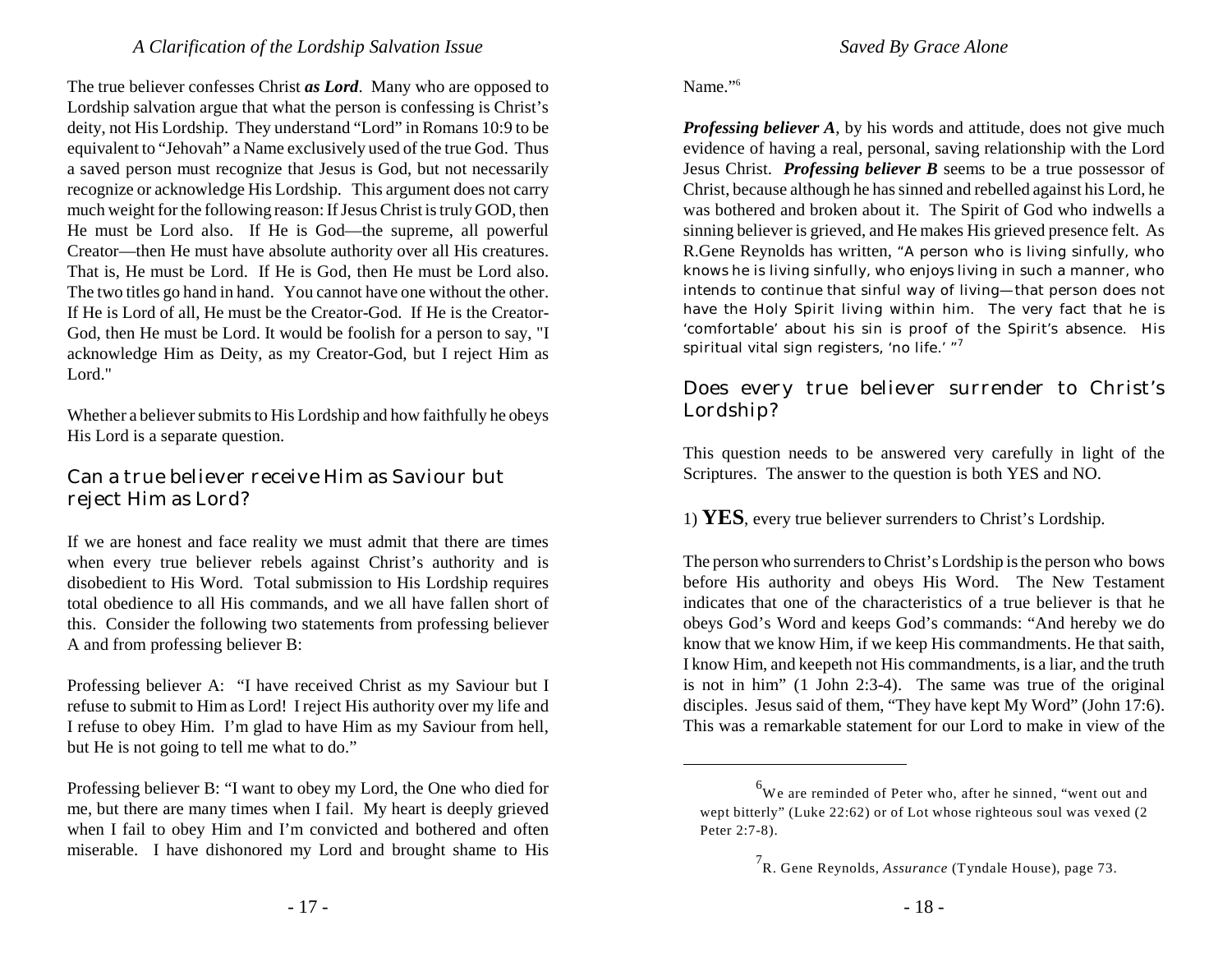The true believer confesses Christ ***as Lord***. Many who are opposed to Lordship salvation argue that what the person is confessing is Christ's deity, not His Lordship. They understand "Lord" in Romans 10:9 to be equivalent to "Jehovah" a Name exclusively used of the true God. Thus a saved person must recognize that Jesus is God, but not necessarily recognize or acknowledge His Lordship. This argument does not carry much weight for the following reason: If Jesus Christ is truly GOD, then He must be Lord also. If He is God—the supreme, all powerful Creator—then He must have absolute authority over all His creatures. That is, He must be Lord. If He is God, then He must be Lord also. The two titles go hand in hand. You cannot have one without the other. If He is Lord of all, He must be the Creator-God. If He is the Creator-God, then He must be Lord. It would be foolish for a person to say, "I acknowledge Him as Deity, as my Creator-God, but I reject Him as Lord."

Whether a believer submits to His Lordship and how faithfully he obeys His Lord is a separate question.

## Can a true believer receive Him as Saviour but reject Him as Lord?

If we are honest and face reality we must admit that there are times when every true believer rebels against Christ's authority and is disobedient to His Word. Total submission to His Lordship requires total obedience to all His commands, and we all have fallen short of this. Consider the following two statements from professing believer A and from professing believer B:

Professing believer A: "I have received Christ as my Saviour but I refuse to submit to Him as Lord! I reject His authority over my life and I refuse to obey Him. I'm glad to have Him as my Saviour from hell, but He is not going to tell me what to do."

Professing believer B: "I want to obey my Lord, the One who died for me, but there are many times when I fail. My heart is deeply grieved when I fail to obey Him and I'm convicted and bothered and often miserable. I have dishonored my Lord and brought shame to His Name."[6]

***Professing believer A***, by his words and attitude, does not give much evidence of having a real, personal, saving relationship with the Lord Jesus Christ. ***Professing believer B*** seems to be a true possessor of Christ, because although he has sinned and rebelled against his Lord, he was bothered and broken about it. The Spirit of God who indwells a sinning believer is grieved, and He makes His grieved presence felt. As R.Gene Reynolds has written, "A person who is living sinfully, who knows he is living sinfully, who enjoys living in such a manner, who intends to continue that sinful way of living—that person does not have the Holy Spirit living within him. The very fact that he is 'comfortable' about his sin is proof of the Spirit's absence. His spiritual vital sign registers, 'no life.' "[7]

## Does every true believer surrender to Christ's Lordship?

This question needs to be answered very carefully in light of the Scriptures. The answer to the question is both YES and NO.

1) **YES**, every true believer surrenders to Christ's Lordship.

The person who surrenders to Christ's Lordship is the person who bows before His authority and obeys His Word. The New Testament indicates that one of the characteristics of a true believer is that he obeys God's Word and keeps God's commands: "And hereby we do know that we know Him, if we keep His commandments. He that saith, I know Him, and keepeth not His commandments, is a liar, and the truth is not in him" (1 John 2:3-4). The same was true of the original disciples. Jesus said of them, "They have kept My Word" (John 17:6). This was a remarkable statement for our Lord to make in view of the

---

[6] We are reminded of Peter who, after he sinned, "went out and wept bitterly" (Luke 22:62) or of Lot whose righteous soul was vexed (2 Peter 2:7-8).

[7] R. Gene Reynolds, *Assurance* (Tyndale House), page 73.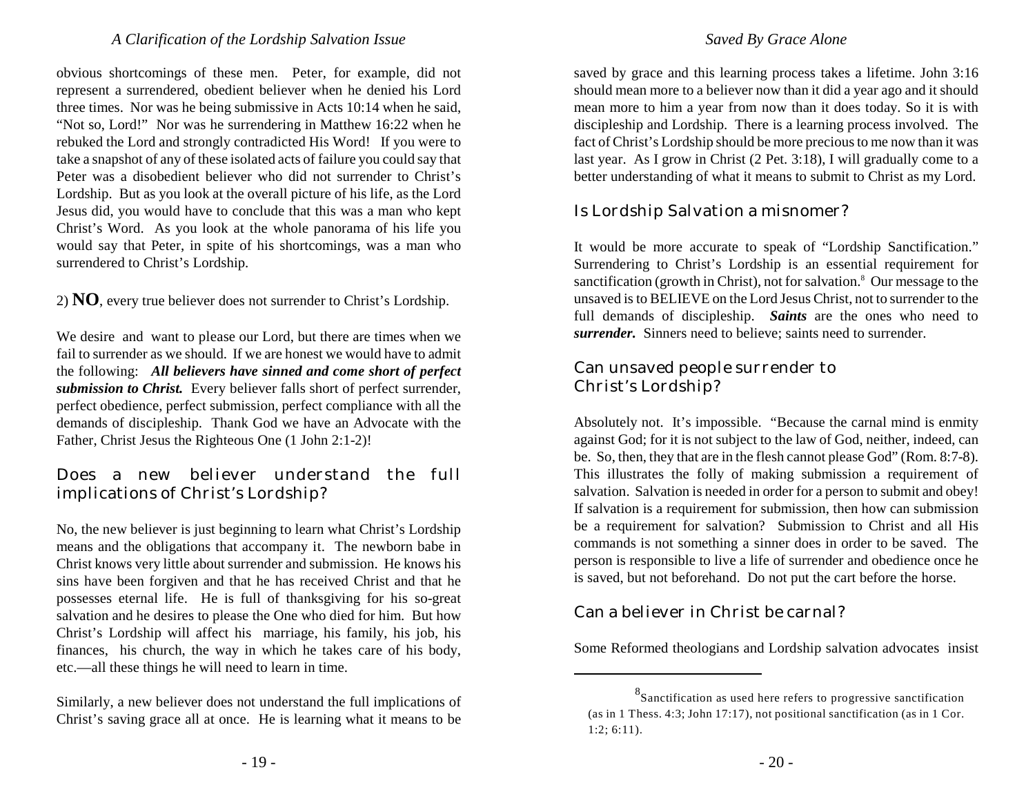obvious shortcomings of these men. Peter, for example, did not represent a surrendered, obedient believer when he denied his Lord three times. Nor was he being submissive in Acts 10:14 when he said, "Not so, Lord!" Nor was he surrendering in Matthew 16:22 when he rebuked the Lord and strongly contradicted His Word! If you were to take a snapshot of any of these isolated acts of failure you could say that Peter was a disobedient believer who did not surrender to Christ's Lordship. But as you look at the overall picture of his life, as the Lord Jesus did, you would have to conclude that this was a man who kept Christ's Word. As you look at the whole panorama of his life you would say that Peter, in spite of his shortcomings, was a man who surrendered to Christ's Lordship.

2) **NO**, every true believer does not surrender to Christ's Lordship.

We desire and want to please our Lord, but there are times when we fail to surrender as we should. If we are honest we would have to admit the following: ***All believers have sinned and come short of perfect submission to Christ.*** Every believer falls short of perfect surrender, perfect obedience, perfect submission, perfect compliance with all the demands of discipleship. Thank God we have an Advocate with the Father, Christ Jesus the Righteous One (1 John 2:1-2)!

## Does a new believer understand the full implications of Christ's Lordship?

No, the new believer is just beginning to learn what Christ's Lordship means and the obligations that accompany it. The newborn babe in Christ knows very little about surrender and submission. He knows his sins have been forgiven and that he has received Christ and that he possesses eternal life. He is full of thanksgiving for his so-great salvation and he desires to please the One who died for him. But how Christ's Lordship will affect his marriage, his family, his job, his finances, his church, the way in which he takes care of his body, etc.—all these things he will need to learn in time.

Similarly, a new believer does not understand the full implications of Christ's saving grace all at once. He is learning what it means to be saved by grace and this learning process takes a lifetime. John 3:16 should mean more to a believer now than it did a year ago and it should mean more to him a year from now than it does today. So it is with discipleship and Lordship. There is a learning process involved. The fact of Christ's Lordship should be more precious to me now than it was last year. As I grow in Christ (2 Pet. 3:18), I will gradually come to a better understanding of what it means to submit to Christ as my Lord.

## Is Lordship Salvation a misnomer?

It would be more accurate to speak of "Lordship Sanctification." Surrendering to Christ's Lordship is an essential requirement for sanctification (growth in Christ), not for salvation.[8] Our message to the unsaved is to BELIEVE on the Lord Jesus Christ, not to surrender to the full demands of discipleship. ***Saints*** are the ones who need to ***surrender.*** Sinners need to believe; saints need to surrender.

## Can unsaved people surrender to Christ's Lordship?

Absolutely not. It's impossible. "Because the carnal mind is enmity against God; for it is not subject to the law of God, neither, indeed, can be. So, then, they that are in the flesh cannot please God" (Rom. 8:7-8). This illustrates the folly of making submission a requirement of salvation. Salvation is needed in order for a person to submit and obey! If salvation is a requirement for submission, then how can submission be a requirement for salvation? Submission to Christ and all His commands is not something a sinner does in order to be saved. The person is responsible to live a life of surrender and obedience once he is saved, but not beforehand. Do not put the cart before the horse.

## Can a believer in Christ be carnal?

Some Reformed theologians and Lordship salvation advocates insist

---

[8] Sanctification as used here refers to progressive sanctification (as in 1 Thess. 4:3; John 17:17), not positional sanctification (as in 1 Cor. 1:2; 6:11).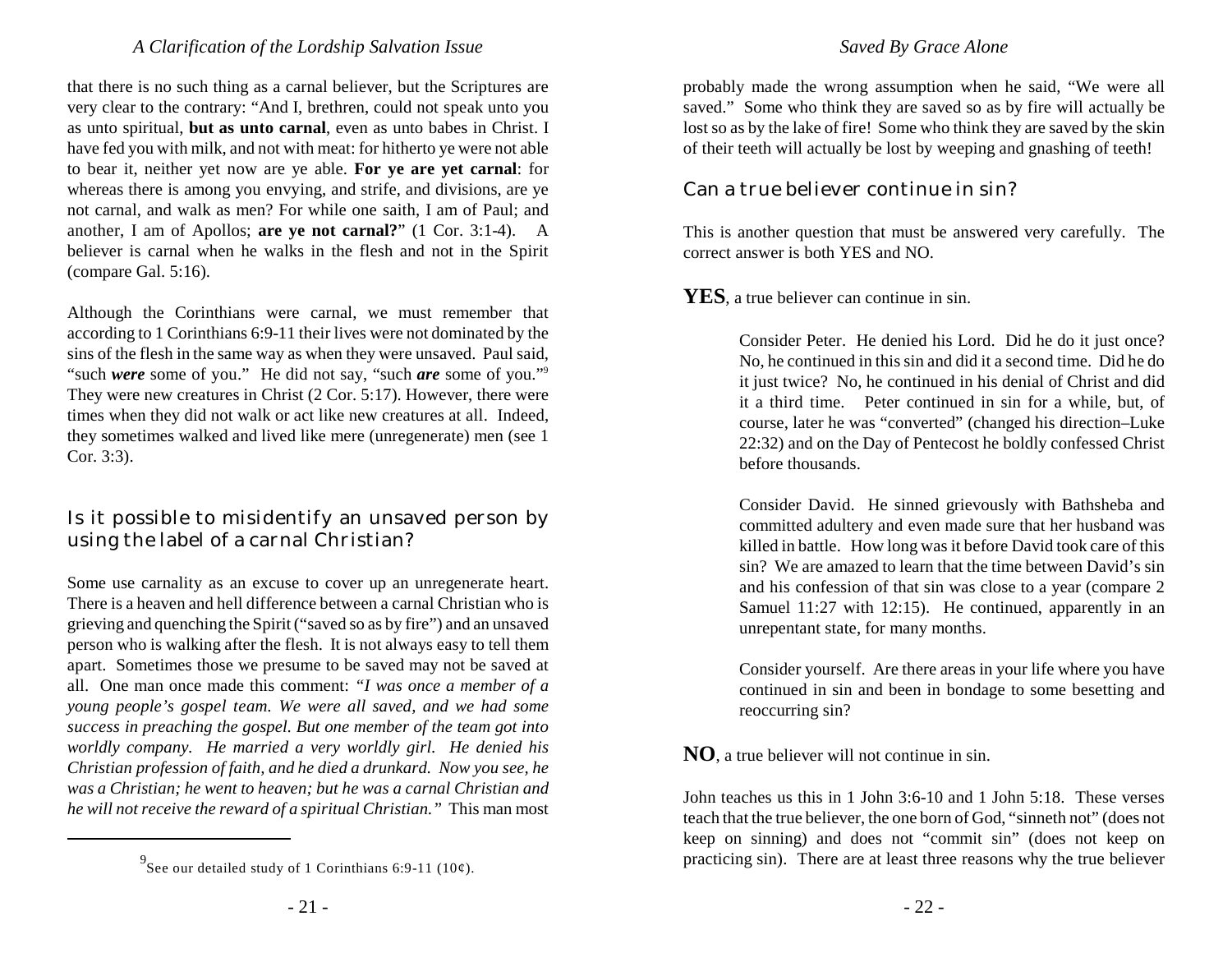that there is no such thing as a carnal believer, but the Scriptures are very clear to the contrary: "And I, brethren, could not speak unto you as unto spiritual, **but as unto carnal**, even as unto babes in Christ. I have fed you with milk, and not with meat: for hitherto ye were not able to bear it, neither yet now are ye able. **For ye are yet carnal**: for whereas there is among you envying, and strife, and divisions, are ye not carnal, and walk as men? For while one saith, I am of Paul; and another, I am of Apollos; **are ye not carnal?**" (1 Cor. 3:1-4). A believer is carnal when he walks in the flesh and not in the Spirit (compare Gal. 5:16).

Although the Corinthians were carnal, we must remember that according to 1 Corinthians 6:9-11 their lives were not dominated by the sins of the flesh in the same way as when they were unsaved. Paul said, "such ***were*** some of you." He did not say, "such ***are*** some of you."[9] They were new creatures in Christ (2 Cor. 5:17). However, there were times when they did not walk or act like new creatures at all. Indeed, they sometimes walked and lived like mere (unregenerate) men (see 1 Cor. 3:3).

## Is it possible to misidentify an unsaved person by using the label of a carnal Christian?

Some use carnality as an excuse to cover up an unregenerate heart. There is a heaven and hell difference between a carnal Christian who is grieving and quenching the Spirit ("saved so as by fire") and an unsaved person who is walking after the flesh. It is not always easy to tell them apart. Sometimes those we presume to be saved may not be saved at all. One man once made this comment: *"I was once a member of a young people's gospel team. We were all saved, and we had some success in preaching the gospel. But one member of the team got into worldly company. He married a very worldly girl. He denied his Christian profession of faith, and he died a drunkard. Now you see, he was a Christian; he went to heaven; but he was a carnal Christian and he will not receive the reward of a spiritual Christian."* This man most probably made the wrong assumption when he said, "We were all saved." Some who think they are saved so as by fire will actually be lost so as by the lake of fire! Some who think they are saved by the skin of their teeth will actually be lost by weeping and gnashing of teeth!

[9] See our detailed study of 1 Corinthians 6:9-11 (10¢).

## Can a true believer continue in sin?

This is another question that must be answered very carefully. The correct answer is both YES and NO.

**YES**, a true believer can continue in sin.

> Consider Peter. He denied his Lord. Did he do it just once? No, he continued in this sin and did it a second time. Did he do it just twice? No, he continued in his denial of Christ and did it a third time. Peter continued in sin for a while, but, of course, later he was "converted" (changed his direction–Luke 22:32) and on the Day of Pentecost he boldly confessed Christ before thousands.
>
> Consider David. He sinned grievously with Bathsheba and committed adultery and even made sure that her husband was killed in battle. How long was it before David took care of this sin? We are amazed to learn that the time between David's sin and his confession of that sin was close to a year (compare 2 Samuel 11:27 with 12:15). He continued, apparently in an unrepentant state, for many months.
>
> Consider yourself. Are there areas in your life where you have continued in sin and been in bondage to some besetting and reoccurring sin?

**NO**, a true believer will not continue in sin.

John teaches us this in 1 John 3:6-10 and 1 John 5:18. These verses teach that the true believer, the one born of God, "sinneth not" (does not keep on sinning) and does not "commit sin" (does not keep on practicing sin). There are at least three reasons why the true believer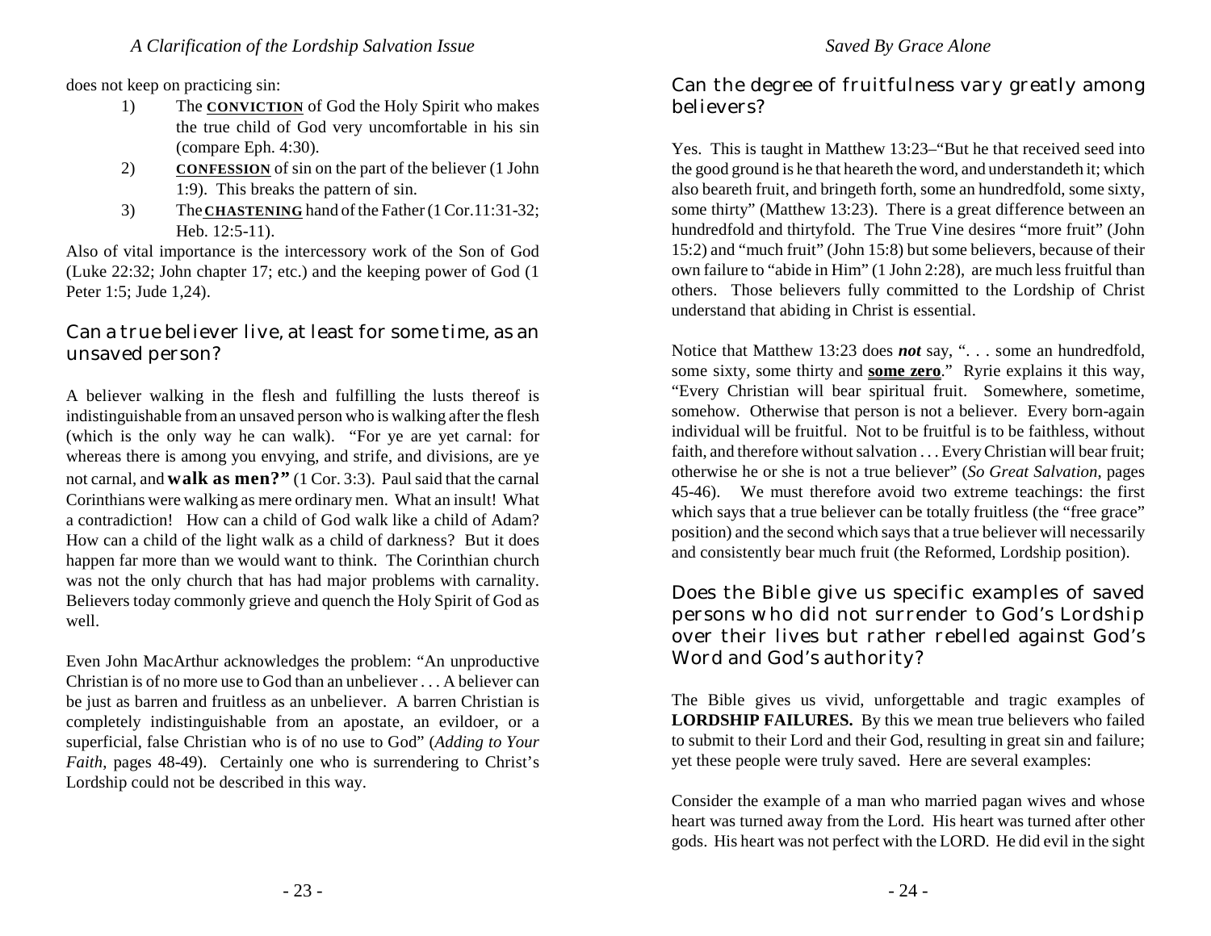does not keep on practicing sin:

1) The **CONVICTION** of God the Holy Spirit who makes the true child of God very uncomfortable in his sin (compare Eph. 4:30).
2) **CONFESSION** of sin on the part of the believer (1 John 1:9). This breaks the pattern of sin.
3) The **CHASTENING** hand of the Father (1 Cor.11:31-32; Heb. 12:5-11).

Also of vital importance is the intercessory work of the Son of God (Luke 22:32; John chapter 17; etc.) and the keeping power of God (1 Peter 1:5; Jude 1,24).

## Can a true believer live, at least for some time, as an unsaved person?

A believer walking in the flesh and fulfilling the lusts thereof is indistinguishable from an unsaved person who is walking after the flesh (which is the only way he can walk). "For ye are yet carnal: for whereas there is among you envying, and strife, and divisions, are ye not carnal, and **walk as men?"** (1 Cor. 3:3). Paul said that the carnal Corinthians were walking as mere ordinary men. What an insult! What a contradiction! How can a child of God walk like a child of Adam? How can a child of the light walk as a child of darkness? But it does happen far more than we would want to think. The Corinthian church was not the only church that has had major problems with carnality. Believers today commonly grieve and quench the Holy Spirit of God as well.

Even John MacArthur acknowledges the problem: "An unproductive Christian is of no more use to God than an unbeliever . . . A believer can be just as barren and fruitless as an unbeliever. A barren Christian is completely indistinguishable from an apostate, an evildoer, or a superficial, false Christian who is of no use to God" (*Adding to Your Faith*, pages 48-49). Certainly one who is surrendering to Christ's Lordship could not be described in this way.

## Can the degree of fruitfulness vary greatly among believers?

Yes. This is taught in Matthew 13:23–"But he that received seed into the good ground is he that heareth the word, and understandeth it; which also beareth fruit, and bringeth forth, some an hundredfold, some sixty, some thirty" (Matthew 13:23). There is a great difference between an hundredfold and thirtyfold. The True Vine desires "more fruit" (John 15:2) and "much fruit" (John 15:8) but some believers, because of their own failure to "abide in Him" (1 John 2:28), are much less fruitful than others. Those believers fully committed to the Lordship of Christ understand that abiding in Christ is essential.

Notice that Matthew 13:23 does ***not*** say, ". . . some an hundredfold, some sixty, some thirty and **some zero**." Ryrie explains it this way, "Every Christian will bear spiritual fruit. Somewhere, sometime, somehow. Otherwise that person is not a believer. Every born-again individual will be fruitful. Not to be fruitful is to be faithless, without faith, and therefore without salvation . . . Every Christian will bear fruit; otherwise he or she is not a true believer" (*So Great Salvation*, pages 45-46). We must therefore avoid two extreme teachings: the first which says that a true believer can be totally fruitless (the "free grace" position) and the second which says that a true believer will necessarily and consistently bear much fruit (the Reformed, Lordship position).

## Does the Bible give us specific examples of saved persons who did not surrender to God's Lordship over their lives but rather rebelled against God's Word and God's authority?

The Bible gives us vivid, unforgettable and tragic examples of **LORDSHIP FAILURES.** By this we mean true believers who failed to submit to their Lord and their God, resulting in great sin and failure; yet these people were truly saved. Here are several examples:

Consider the example of a man who married pagan wives and whose heart was turned away from the Lord. His heart was turned after other gods. His heart was not perfect with the LORD. He did evil in the sight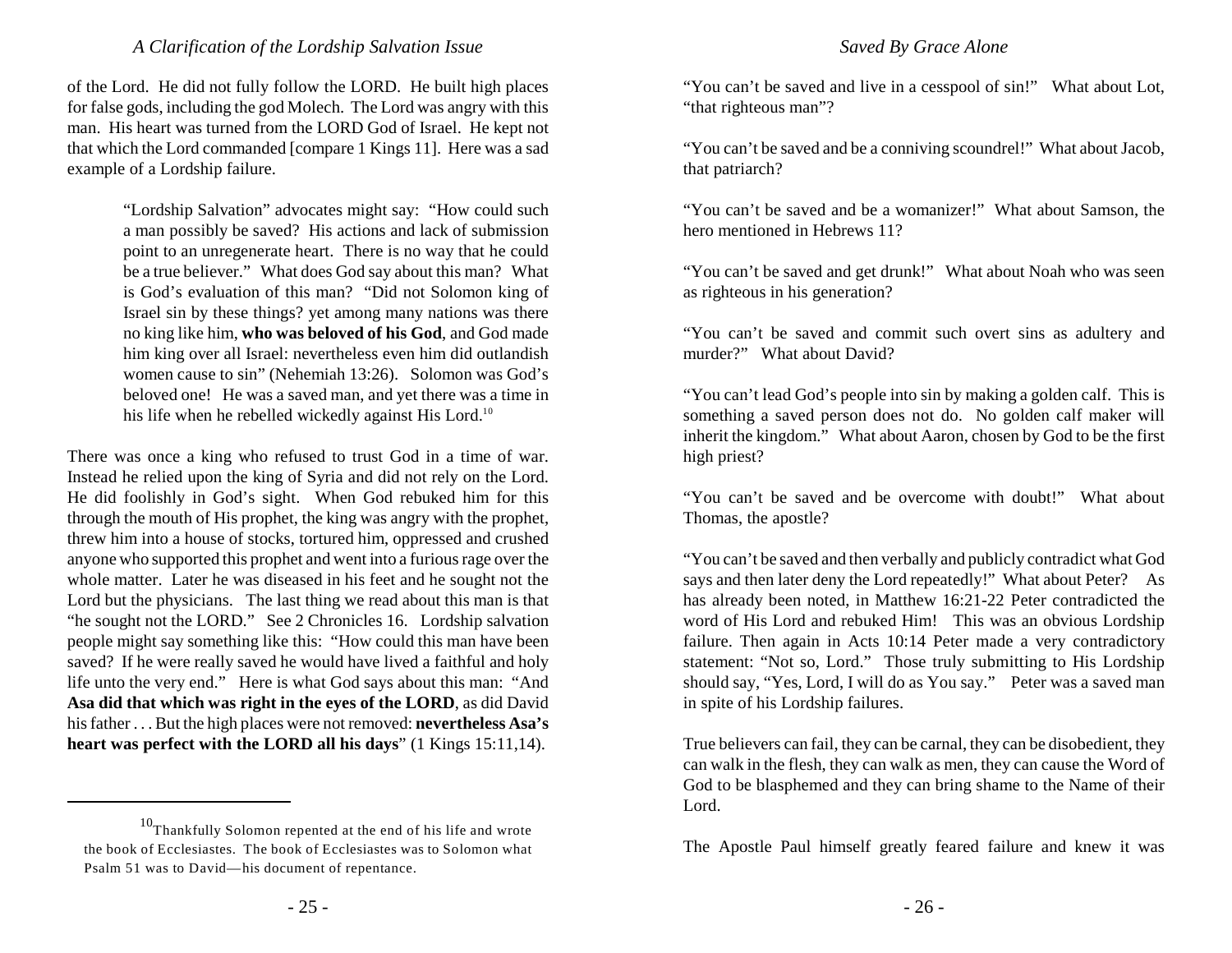of the Lord. He did not fully follow the LORD. He built high places for false gods, including the god Molech. The Lord was angry with this man. His heart was turned from the LORD God of Israel. He kept not that which the Lord commanded [compare 1 Kings 11]. Here was a sad example of a Lordship failure.

> "Lordship Salvation" advocates might say: "How could such a man possibly be saved? His actions and lack of submission point to an unregenerate heart. There is no way that he could be a true believer." What does God say about this man? What is God's evaluation of this man? "Did not Solomon king of Israel sin by these things? yet among many nations was there no king like him, **who was beloved of his God**, and God made him king over all Israel: nevertheless even him did outlandish women cause to sin" (Nehemiah 13:26). Solomon was God's beloved one! He was a saved man, and yet there was a time in his life when he rebelled wickedly against His Lord.[10]

There was once a king who refused to trust God in a time of war. Instead he relied upon the king of Syria and did not rely on the Lord. He did foolishly in God's sight. When God rebuked him for this through the mouth of His prophet, the king was angry with the prophet, threw him into a house of stocks, tortured him, oppressed and crushed anyone who supported this prophet and went into a furious rage over the whole matter. Later he was diseased in his feet and he sought not the Lord but the physicians. The last thing we read about this man is that "he sought not the LORD." See 2 Chronicles 16. Lordship salvation people might say something like this: "How could this man have been saved? If he were really saved he would have lived a faithful and holy life unto the very end." Here is what God says about this man: "And **Asa did that which was right in the eyes of the LORD**, as did David his father . . . But the high places were not removed: **nevertheless Asa's heart was perfect with the LORD all his days**" (1 Kings 15:11,14).

[10] Thankfully Solomon repented at the end of his life and wrote the book of Ecclesiastes. The book of Ecclesiastes was to Solomon what Psalm 51 was to David—his document of repentance.

"You can't be saved and live in a cesspool of sin!" What about Lot, "that righteous man"?

"You can't be saved and be a conniving scoundrel!" What about Jacob, that patriarch?

"You can't be saved and be a womanizer!" What about Samson, the hero mentioned in Hebrews 11?

"You can't be saved and get drunk!" What about Noah who was seen as righteous in his generation?

"You can't be saved and commit such overt sins as adultery and murder?" What about David?

"You can't lead God's people into sin by making a golden calf. This is something a saved person does not do. No golden calf maker will inherit the kingdom." What about Aaron, chosen by God to be the first high priest?

"You can't be saved and be overcome with doubt!" What about Thomas, the apostle?

"You can't be saved and then verbally and publicly contradict what God says and then later deny the Lord repeatedly!" What about Peter? As has already been noted, in Matthew 16:21-22 Peter contradicted the word of His Lord and rebuked Him! This was an obvious Lordship failure. Then again in Acts 10:14 Peter made a very contradictory statement: "Not so, Lord." Those truly submitting to His Lordship should say, "Yes, Lord, I will do as You say." Peter was a saved man in spite of his Lordship failures.

True believers can fail, they can be carnal, they can be disobedient, they can walk in the flesh, they can walk as men, they can cause the Word of God to be blasphemed and they can bring shame to the Name of their Lord.

The Apostle Paul himself greatly feared failure and knew it was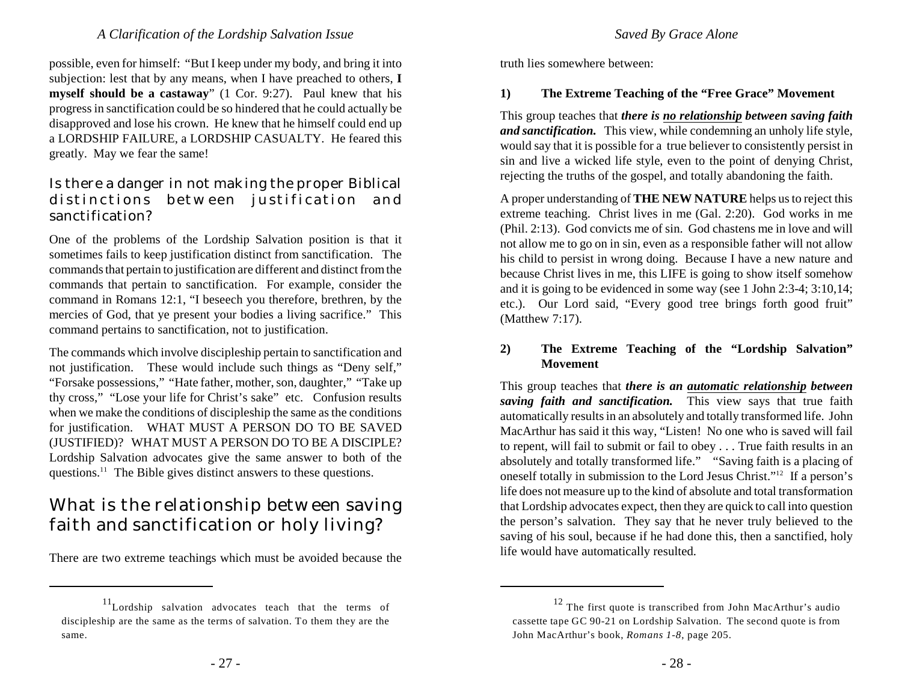possible, even for himself: "But I keep under my body, and bring it into subjection: lest that by any means, when I have preached to others, **I myself should be a castaway**" (1 Cor. 9:27). Paul knew that his progress in sanctification could be so hindered that he could actually be disapproved and lose his crown. He knew that he himself could end up a LORDSHIP FAILURE, a LORDSHIP CASUALTY. He feared this greatly. May we fear the same!

### Is there a danger in not making the proper Biblical distinctions between justification and sanctification?

One of the problems of the Lordship Salvation position is that it sometimes fails to keep justification distinct from sanctification. The commands that pertain to justification are different and distinct from the commands that pertain to sanctification. For example, consider the command in Romans 12:1, "I beseech you therefore, brethren, by the mercies of God, that ye present your bodies a living sacrifice." This command pertains to sanctification, not to justification.

The commands which involve discipleship pertain to sanctification and not justification. These would include such things as "Deny self," "Forsake possessions," "Hate father, mother, son, daughter," "Take up thy cross," "Lose your life for Christ's sake" etc. Confusion results when we make the conditions of discipleship the same as the conditions for justification. WHAT MUST A PERSON DO TO BE SAVED (JUSTIFIED)? WHAT MUST A PERSON DO TO BE A DISCIPLE? Lordship Salvation advocates give the same answer to both of the questions.[11] The Bible gives distinct answers to these questions.

## What is the relationship between saving faith and sanctification or holy living?

There are two extreme teachings which must be avoided because the truth lies somewhere between:

**1) The Extreme Teaching of the "Free Grace" Movement**

This group teaches that ***there is <u>no relationship</u> between saving faith and sanctification.*** This view, while condemning an unholy life style, would say that it is possible for a true believer to consistently persist in sin and live a wicked life style, even to the point of denying Christ, rejecting the truths of the gospel, and totally abandoning the faith.

A proper understanding of **THE NEW NATURE** helps us to reject this extreme teaching. Christ lives in me (Gal. 2:20). God works in me (Phil. 2:13). God convicts me of sin. God chastens me in love and will not allow me to go on in sin, even as a responsible father will not allow his child to persist in wrong doing. Because I have a new nature and because Christ lives in me, this LIFE is going to show itself somehow and it is going to be evidenced in some way (see 1 John 2:3-4; 3:10,14; etc.). Our Lord said, "Every good tree brings forth good fruit" (Matthew 7:17).

**2) The Extreme Teaching of the "Lordship Salvation" Movement**

This group teaches that ***there is an <u>automatic relationship</u> between saving faith and sanctification.*** This view says that true faith automatically results in an absolutely and totally transformed life. John MacArthur has said it this way, "Listen! No one who is saved will fail to repent, will fail to submit or fail to obey . . . True faith results in an absolutely and totally transformed life." "Saving faith is a placing of oneself totally in submission to the Lord Jesus Christ."[12] If a person's life does not measure up to the kind of absolute and total transformation that Lordship advocates expect, then they are quick to call into question the person's salvation. They say that he never truly believed to the saving of his soul, because if he had done this, then a sanctified, holy life would have automatically resulted.

---

[11] Lordship salvation advocates teach that the terms of discipleship are the same as the terms of salvation. To them they are the same.

[12] The first quote is transcribed from John MacArthur's audio cassette tape GC 90-21 on Lordship Salvation. The second quote is from John MacArthur's book, *Romans 1-8*, page 205.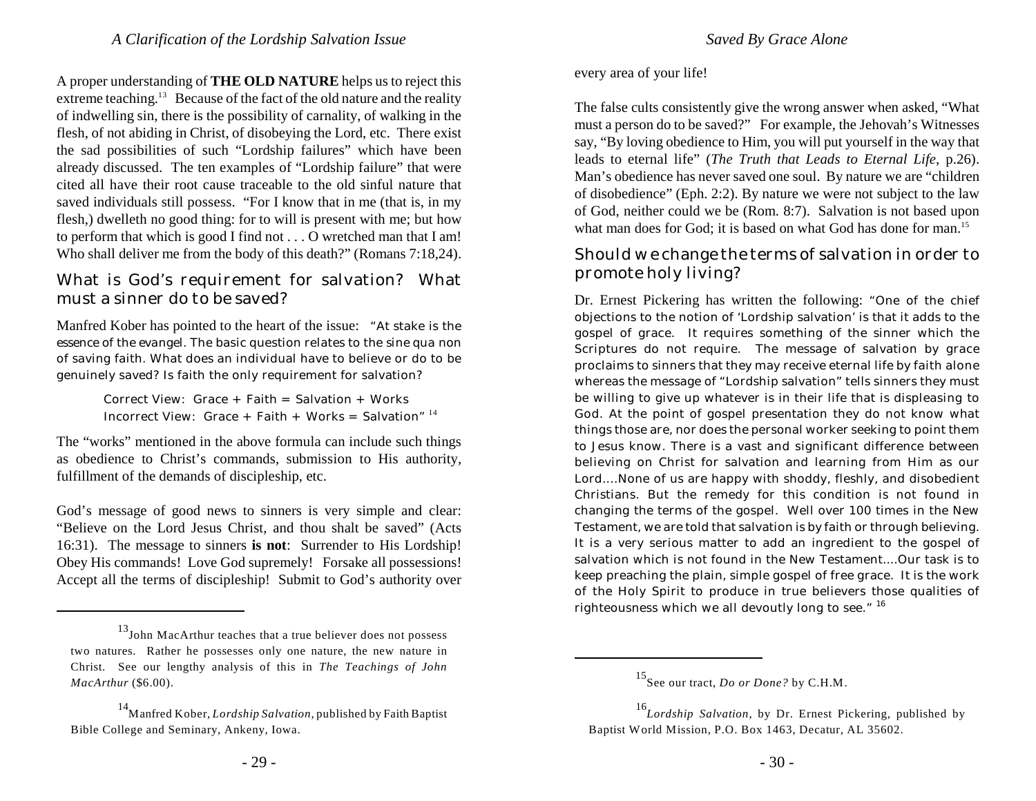A proper understanding of **THE OLD NATURE** helps us to reject this extreme teaching.[13] Because of the fact of the old nature and the reality of indwelling sin, there is the possibility of carnality, of walking in the flesh, of not abiding in Christ, of disobeying the Lord, etc. There exist the sad possibilities of such "Lordship failures" which have been already discussed. The ten examples of "Lordship failure" that were cited all have their root cause traceable to the old sinful nature that saved individuals still possess. "For I know that in me (that is, in my flesh,) dwelleth no good thing: for to will is present with me; but how to perform that which is good I find not . . . O wretched man that I am! Who shall deliver me from the body of this death?" (Romans 7:18,24).

## What is God's requirement for salvation? What must a sinner do to be saved?

Manfred Kober has pointed to the heart of the issue: "At stake is the essence of the evangel. The basic question relates to the sine qua non of saving faith. What does an individual have to believe or do to be genuinely saved? Is faith the only requirement for salvation?

> Correct View: Grace + Faith = Salvation + Works
> Incorrect View: Grace + Faith + Works = Salvation" [14]

The "works" mentioned in the above formula can include such things as obedience to Christ's commands, submission to His authority, fulfillment of the demands of discipleship, etc.

God's message of good news to sinners is very simple and clear: "Believe on the Lord Jesus Christ, and thou shalt be saved" (Acts 16:31). The message to sinners **is not**: Surrender to His Lordship! Obey His commands! Love God supremely! Forsake all possessions! Accept all the terms of discipleship! Submit to God's authority over every area of your life!

The false cults consistently give the wrong answer when asked, "What must a person do to be saved?" For example, the Jehovah's Witnesses say, "By loving obedience to Him, you will put yourself in the way that leads to eternal life" (*The Truth that Leads to Eternal Life*, p.26). Man's obedience has never saved one soul. By nature we are "children of disobedience" (Eph. 2:2). By nature we were not subject to the law of God, neither could we be (Rom. 8:7). Salvation is not based upon what man does for God; it is based on what God has done for man.[15]

## Should we change the terms of salvation in order to promote holy living?

Dr. Ernest Pickering has written the following: "One of the chief objections to the notion of 'Lordship salvation' is that it adds to the gospel of grace. It requires something of the sinner which the Scriptures do not require. The message of salvation by grace proclaims to sinners that they may receive eternal life by faith alone whereas the message of "Lordship salvation" tells sinners they must be willing to give up whatever is in their life that is displeasing to God. At the point of gospel presentation they do not know what things those are, nor does the personal worker seeking to point them to Jesus know. There is a vast and significant difference between believing on Christ for salvation and learning from Him as our Lord....None of us are happy with shoddy, fleshly, and disobedient Christians. But the remedy for this condition is not found in changing the terms of the gospel. Well over 100 times in the New Testament, we are told that salvation is by faith or through believing. It is a very serious matter to add an ingredient to the gospel of salvation which is not found in the New Testament....Our task is to keep preaching the plain, simple gospel of free grace. It is the work of the Holy Spirit to produce in true believers those qualities of righteousness which we all devoutly long to see." [16]

---

[13] John MacArthur teaches that a true believer does not possess two natures. Rather he possesses only one nature, the new nature in Christ. See our lengthy analysis of this in *The Teachings of John MacArthur* ($6.00).

[14] Manfred Kober, *Lordship Salvation*, published by Faith Baptist Bible College and Seminary, Ankeny, Iowa.

[15] See our tract, *Do or Done?* by C.H.M.

[16] *Lordship Salvation*, by Dr. Ernest Pickering, published by Baptist World Mission, P.O. Box 1463, Decatur, AL 35602.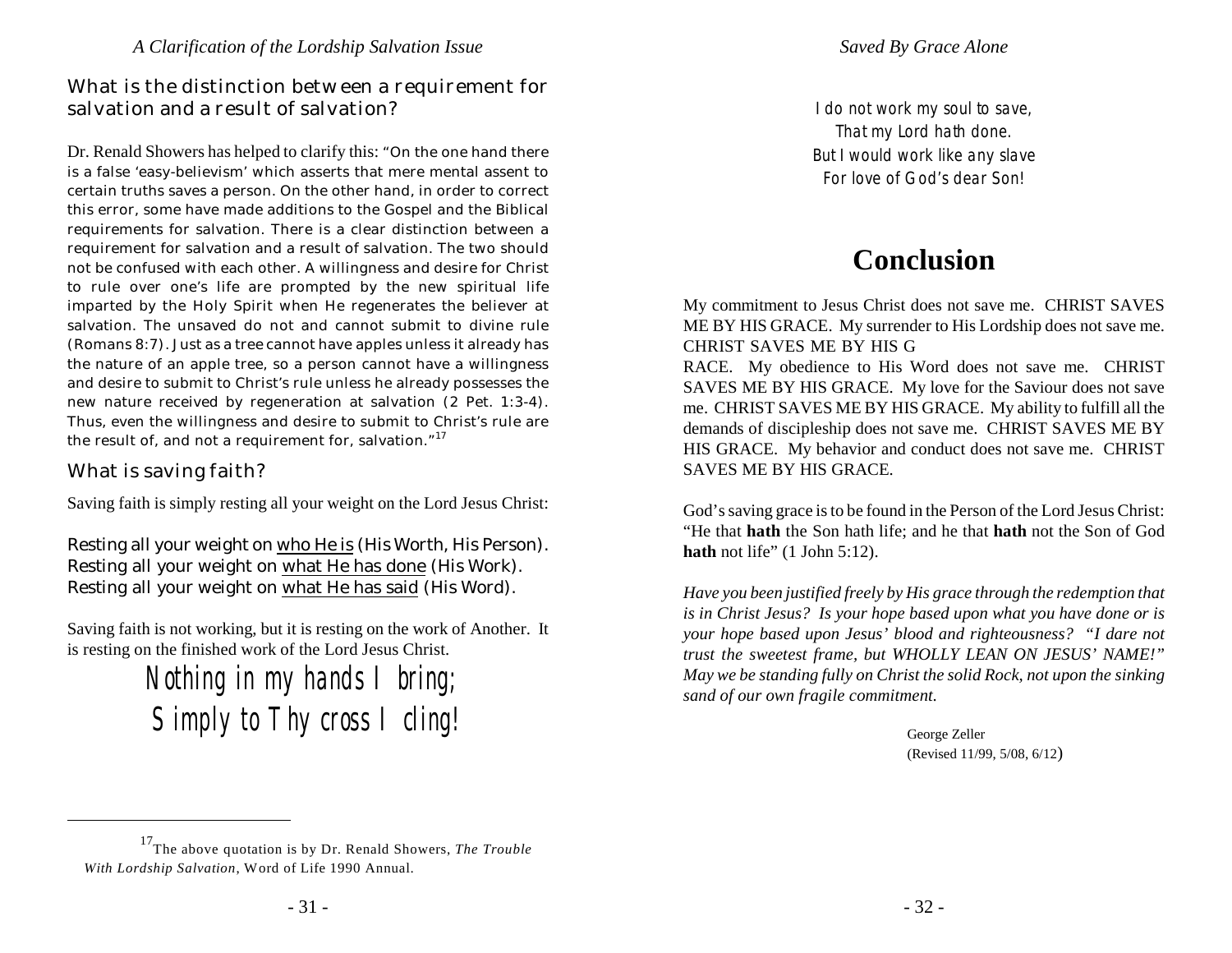## What is the distinction between a requirement for salvation and a result of salvation?

Dr. Renald Showers has helped to clarify this: "On the one hand there is a false 'easy-believism' which asserts that mere mental assent to certain truths saves a person. On the other hand, in order to correct this error, some have made additions to the Gospel and the Biblical requirements for salvation. There is a clear distinction between a requirement for salvation and a result of salvation. The two should not be confused with each other. A willingness and desire for Christ to rule over one's life are prompted by the new spiritual life imparted by the Holy Spirit when He regenerates the believer at salvation. The unsaved do not and cannot submit to divine rule (Romans 8:7). Just as a tree cannot have apples unless it already has the nature of an apple tree, so a person cannot have a willingness and desire to submit to Christ's rule unless he already possesses the new nature received by regeneration at salvation (2 Pet. 1:3-4). Thus, even the willingness and desire to submit to Christ's rule are the result of, and not a requirement for, salvation."[17]

## What is saving faith?

Saving faith is simply resting all your weight on the Lord Jesus Christ:

Resting all your weight on <u>who He is</u> (His Worth, His Person).
Resting all your weight on <u>what He has done</u> (His Work).
Resting all your weight on <u>what He has said</u> (His Word).

Saving faith is not working, but it is resting on the work of Another. It is resting on the finished work of the Lord Jesus Christ.

*Nothing in my hands I bring;*
*Simply to Thy cross I cling!*

[17] The above quotation is by Dr. Renald Showers, *The Trouble With Lordship Salvation*, Word of Life 1990 Annual.

*I do not work my soul to save,*
*That my Lord hath done.*
*But I would work like any slave*
*For love of God's dear Son!*

# Conclusion

My commitment to Jesus Christ does not save me. CHRIST SAVES ME BY HIS GRACE. My surrender to His Lordship does not save me. CHRIST SAVES ME BY HIS GRACE. My obedience to His Word does not save me. CHRIST SAVES ME BY HIS GRACE. My love for the Saviour does not save me. CHRIST SAVES ME BY HIS GRACE. My ability to fulfill all the demands of discipleship does not save me. CHRIST SAVES ME BY HIS GRACE. My behavior and conduct does not save me. CHRIST SAVES ME BY HIS GRACE.

God's saving grace is to be found in the Person of the Lord Jesus Christ: "He that **hath** the Son hath life; and he that **hath** not the Son of God **hath** not life" (1 John 5:12).

*Have you been justified freely by His grace through the redemption that is in Christ Jesus? Is your hope based upon what you have done or is your hope based upon Jesus' blood and righteousness? "I dare not trust the sweetest frame, but WHOLLY LEAN ON JESUS' NAME!" May we be standing fully on Christ the solid Rock, not upon the sinking sand of our own fragile commitment.*

George Zeller
(Revised 11/99, 5/08, 6/12)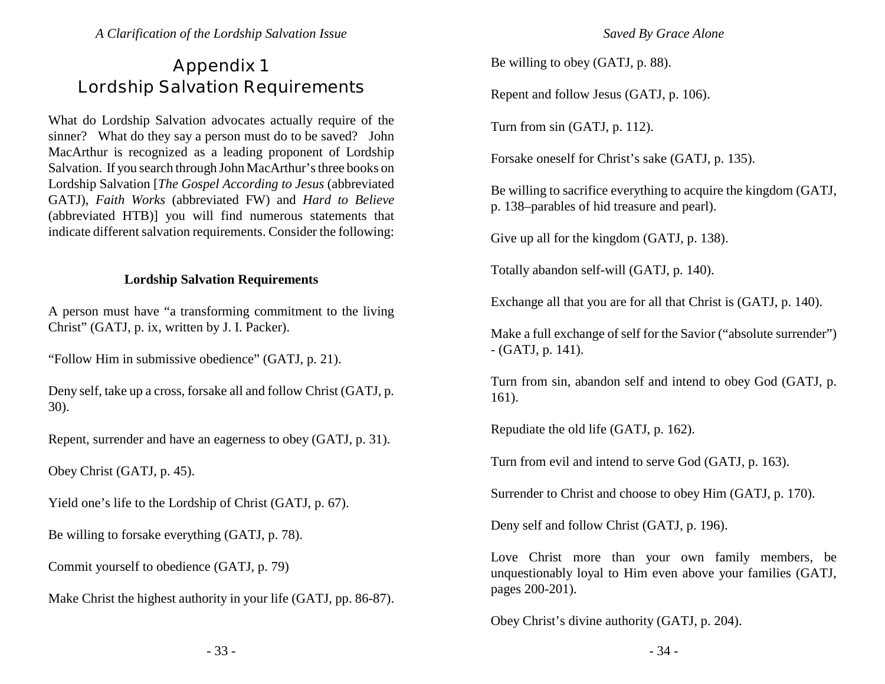# Appendix 1
# Lordship Salvation Requirements

What do Lordship Salvation advocates actually require of the sinner? What do they say a person must do to be saved? John MacArthur is recognized as a leading proponent of Lordship Salvation. If you search through John MacArthur's three books on Lordship Salvation [*The Gospel According to Jesus* (abbreviated GATJ), *Faith Works* (abbreviated FW) and *Hard to Believe* (abbreviated HTB)] you will find numerous statements that indicate different salvation requirements. Consider the following:

**Lordship Salvation Requirements**

A person must have "a transforming commitment to the living Christ" (GATJ, p. ix, written by J. I. Packer).

"Follow Him in submissive obedience" (GATJ, p. 21).

Deny self, take up a cross, forsake all and follow Christ (GATJ, p. 30).

Repent, surrender and have an eagerness to obey (GATJ, p. 31).

Obey Christ (GATJ, p. 45).

Yield one's life to the Lordship of Christ (GATJ, p. 67).

Be willing to forsake everything (GATJ, p. 78).

Commit yourself to obedience (GATJ, p. 79)

Make Christ the highest authority in your life (GATJ, pp. 86-87).

Be willing to obey (GATJ, p. 88).

Repent and follow Jesus (GATJ, p. 106).

Turn from sin (GATJ, p. 112).

Forsake oneself for Christ's sake (GATJ, p. 135).

Be willing to sacrifice everything to acquire the kingdom (GATJ, p. 138–parables of hid treasure and pearl).

Give up all for the kingdom (GATJ, p. 138).

Totally abandon self-will (GATJ, p. 140).

Exchange all that you are for all that Christ is (GATJ, p. 140).

Make a full exchange of self for the Savior ("absolute surrender") - (GATJ, p. 141).

Turn from sin, abandon self and intend to obey God (GATJ, p. 161).

Repudiate the old life (GATJ, p. 162).

Turn from evil and intend to serve God (GATJ, p. 163).

Surrender to Christ and choose to obey Him (GATJ, p. 170).

Deny self and follow Christ (GATJ, p. 196).

Love Christ more than your own family members, be unquestionably loyal to Him even above your families (GATJ, pages 200-201).

Obey Christ's divine authority (GATJ, p. 204).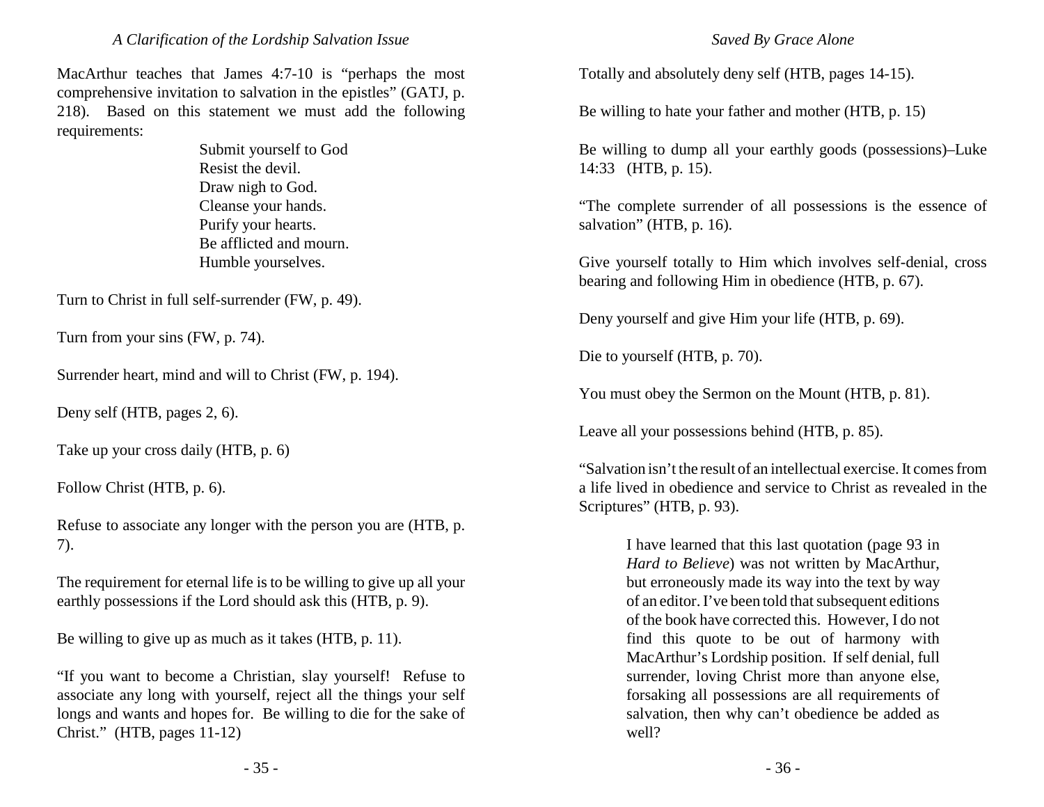MacArthur teaches that James 4:7-10 is "perhaps the most comprehensive invitation to salvation in the epistles" (GATJ, p. 218). Based on this statement we must add the following requirements:

> Submit yourself to God
> Resist the devil.
> Draw nigh to God.
> Cleanse your hands.
> Purify your hearts.
> Be afflicted and mourn.
> Humble yourselves.

Turn to Christ in full self-surrender (FW, p. 49).

Turn from your sins (FW, p. 74).

Surrender heart, mind and will to Christ (FW, p. 194).

Deny self (HTB, pages 2, 6).

Take up your cross daily (HTB, p. 6)

Follow Christ (HTB, p. 6).

Refuse to associate any longer with the person you are (HTB, p. 7).

The requirement for eternal life is to be willing to give up all your earthly possessions if the Lord should ask this (HTB, p. 9).

Be willing to give up as much as it takes (HTB, p. 11).

"If you want to become a Christian, slay yourself! Refuse to associate any long with yourself, reject all the things your self longs and wants and hopes for. Be willing to die for the sake of Christ." (HTB, pages 11-12)

Totally and absolutely deny self (HTB, pages 14-15).

Be willing to hate your father and mother (HTB, p. 15)

Be willing to dump all your earthly goods (possessions)–Luke 14:33 (HTB, p. 15).

"The complete surrender of all possessions is the essence of salvation" (HTB, p. 16).

Give yourself totally to Him which involves self-denial, cross bearing and following Him in obedience (HTB, p. 67).

Deny yourself and give Him your life (HTB, p. 69).

Die to yourself (HTB, p. 70).

You must obey the Sermon on the Mount (HTB, p. 81).

Leave all your possessions behind (HTB, p. 85).

"Salvation isn't the result of an intellectual exercise. It comes from a life lived in obedience and service to Christ as revealed in the Scriptures" (HTB, p. 93).

> I have learned that this last quotation (page 93 in *Hard to Believe*) was not written by MacArthur, but erroneously made its way into the text by way of an editor. I've been told that subsequent editions of the book have corrected this. However, I do not find this quote to be out of harmony with MacArthur's Lordship position. If self denial, full surrender, loving Christ more than anyone else, forsaking all possessions are all requirements of salvation, then why can't obedience be added as well?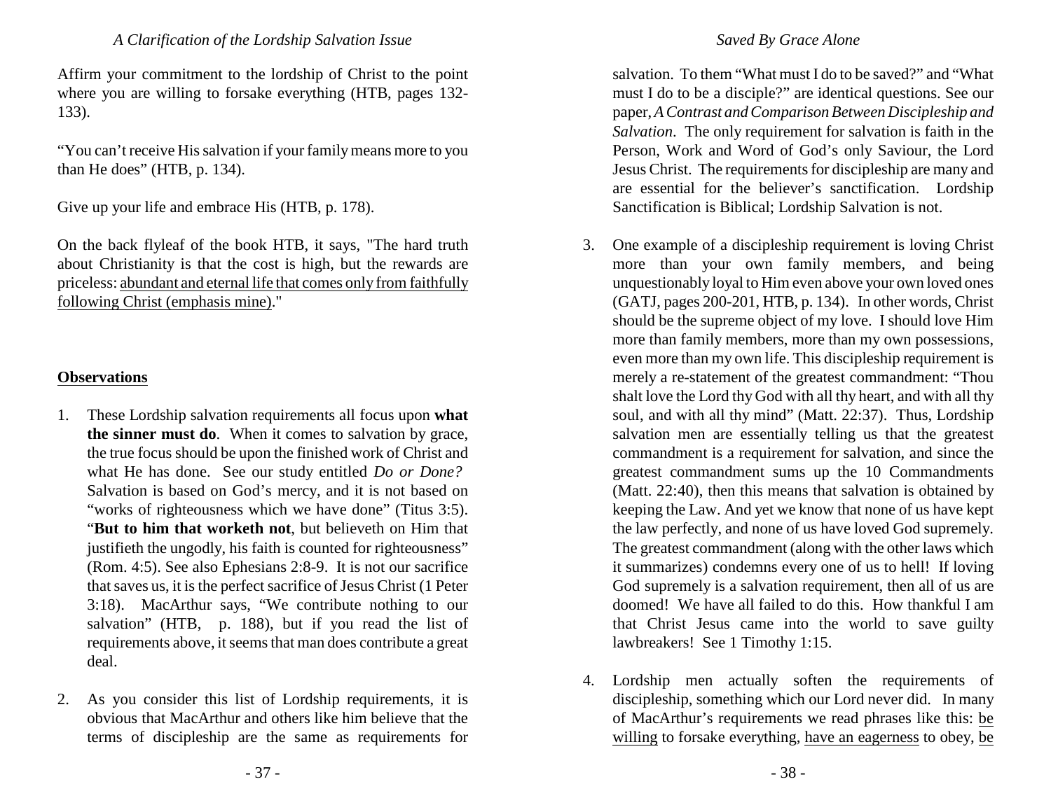Affirm your commitment to the lordship of Christ to the point where you are willing to forsake everything (HTB, pages 132-133).

"You can't receive His salvation if your family means more to you than He does" (HTB, p. 134).

Give up your life and embrace His (HTB, p. 178).

On the back flyleaf of the book HTB, it says, "The hard truth about Christianity is that the cost is high, but the rewards are priceless: <u>abundant and eternal life that comes only from faithfully following Christ (emphasis mine)</u>."

**<u>Observations</u>**

1. These Lordship salvation requirements all focus upon **what the sinner must do**. When it comes to salvation by grace, the true focus should be upon the finished work of Christ and what He has done. See our study entitled *Do or Done?* Salvation is based on God's mercy, and it is not based on "works of righteousness which we have done" (Titus 3:5). "**But to him that worketh not**, but believeth on Him that justifieth the ungodly, his faith is counted for righteousness" (Rom. 4:5). See also Ephesians 2:8-9. It is not our sacrifice that saves us, it is the perfect sacrifice of Jesus Christ (1 Peter 3:18). MacArthur says, "We contribute nothing to our salvation" (HTB, p. 188), but if you read the list of requirements above, it seems that man does contribute a great deal.

2. As you consider this list of Lordship requirements, it is obvious that MacArthur and others like him believe that the terms of discipleship are the same as requirements for salvation. To them "What must I do to be saved?" and "What must I do to be a disciple?" are identical questions. See our paper, *A Contrast and Comparison Between Discipleship and Salvation*. The only requirement for salvation is faith in the Person, Work and Word of God's only Saviour, the Lord Jesus Christ. The requirements for discipleship are many and are essential for the believer's sanctification. Lordship Sanctification is Biblical; Lordship Salvation is not.

3. One example of a discipleship requirement is loving Christ more than your own family members, and being unquestionably loyal to Him even above your own loved ones (GATJ, pages 200-201, HTB, p. 134). In other words, Christ should be the supreme object of my love. I should love Him more than family members, more than my own possessions, even more than my own life. This discipleship requirement is merely a re-statement of the greatest commandment: "Thou shalt love the Lord thy God with all thy heart, and with all thy soul, and with all thy mind" (Matt. 22:37). Thus, Lordship salvation men are essentially telling us that the greatest commandment is a requirement for salvation, and since the greatest commandment sums up the 10 Commandments (Matt. 22:40), then this means that salvation is obtained by keeping the Law. And yet we know that none of us have kept the law perfectly, and none of us have loved God supremely. The greatest commandment (along with the other laws which it summarizes) condemns every one of us to hell! If loving God supremely is a salvation requirement, then all of us are doomed! We have all failed to do this. How thankful I am that Christ Jesus came into the world to save guilty lawbreakers! See 1 Timothy 1:15.

4. Lordship men actually soften the requirements of discipleship, something which our Lord never did. In many of MacArthur's requirements we read phrases like this: <u>be willing</u> to forsake everything, <u>have an eagerness</u> to obey, <u>be</u>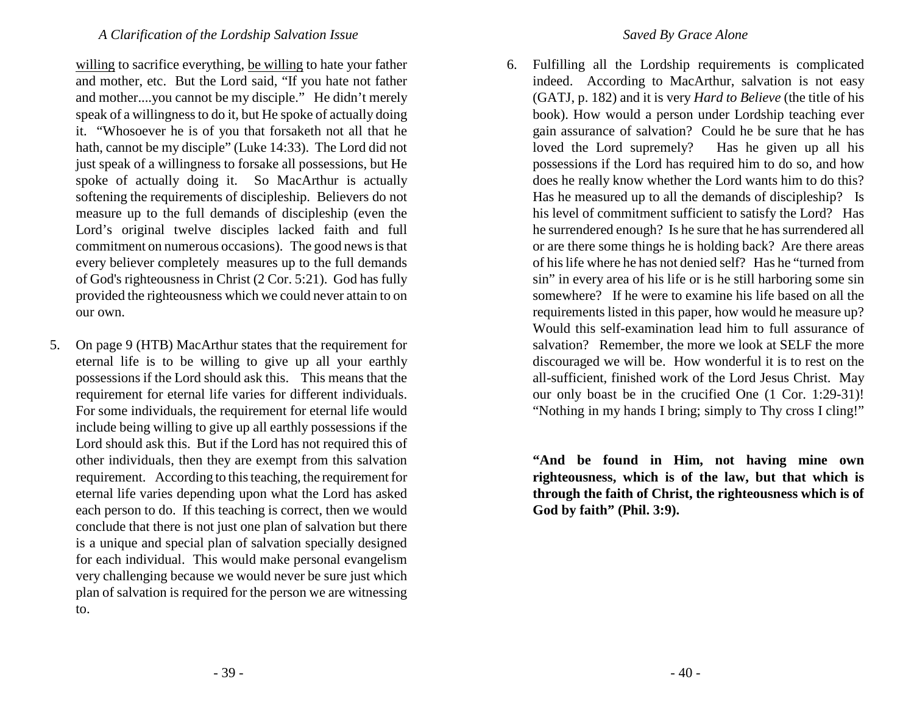willing to sacrifice everything, be willing to hate your father and mother, etc. But the Lord said, "If you hate not father and mother....you cannot be my disciple." He didn't merely speak of a willingness to do it, but He spoke of actually doing it. "Whosoever he is of you that forsaketh not all that he hath, cannot be my disciple" (Luke 14:33). The Lord did not just speak of a willingness to forsake all possessions, but He spoke of actually doing it. So MacArthur is actually softening the requirements of discipleship. Believers do not measure up to the full demands of discipleship (even the Lord's original twelve disciples lacked faith and full commitment on numerous occasions). The good news is that every believer completely measures up to the full demands of God's righteousness in Christ (2 Cor. 5:21). God has fully provided the righteousness which we could never attain to on our own.

5. On page 9 (HTB) MacArthur states that the requirement for eternal life is to be willing to give up all your earthly possessions if the Lord should ask this. This means that the requirement for eternal life varies for different individuals. For some individuals, the requirement for eternal life would include being willing to give up all earthly possessions if the Lord should ask this. But if the Lord has not required this of other individuals, then they are exempt from this salvation requirement. According to this teaching, the requirement for eternal life varies depending upon what the Lord has asked each person to do. If this teaching is correct, then we would conclude that there is not just one plan of salvation but there is a unique and special plan of salvation specially designed for each individual. This would make personal evangelism very challenging because we would never be sure just which plan of salvation is required for the person we are witnessing to.

6. Fulfilling all the Lordship requirements is complicated indeed. According to MacArthur, salvation is not easy (GATJ, p. 182) and it is very *Hard to Believe* (the title of his book). How would a person under Lordship teaching ever gain assurance of salvation? Could he be sure that he has loved the Lord supremely? Has he given up all his possessions if the Lord has required him to do so, and how does he really know whether the Lord wants him to do this? Has he measured up to all the demands of discipleship? Is his level of commitment sufficient to satisfy the Lord? Has he surrendered enough? Is he sure that he has surrendered all or are there some things he is holding back? Are there areas of his life where he has not denied self? Has he "turned from sin" in every area of his life or is he still harboring some sin somewhere? If he were to examine his life based on all the requirements listed in this paper, how would he measure up? Would this self-examination lead him to full assurance of salvation? Remember, the more we look at SELF the more discouraged we will be. How wonderful it is to rest on the all-sufficient, finished work of the Lord Jesus Christ. May our only boast be in the crucified One (1 Cor. 1:29-31)! "Nothing in my hands I bring; simply to Thy cross I cling!"

**"And be found in Him, not having mine own righteousness, which is of the law, but that which is through the faith of Christ, the righteousness which is of God by faith" (Phil. 3:9).**